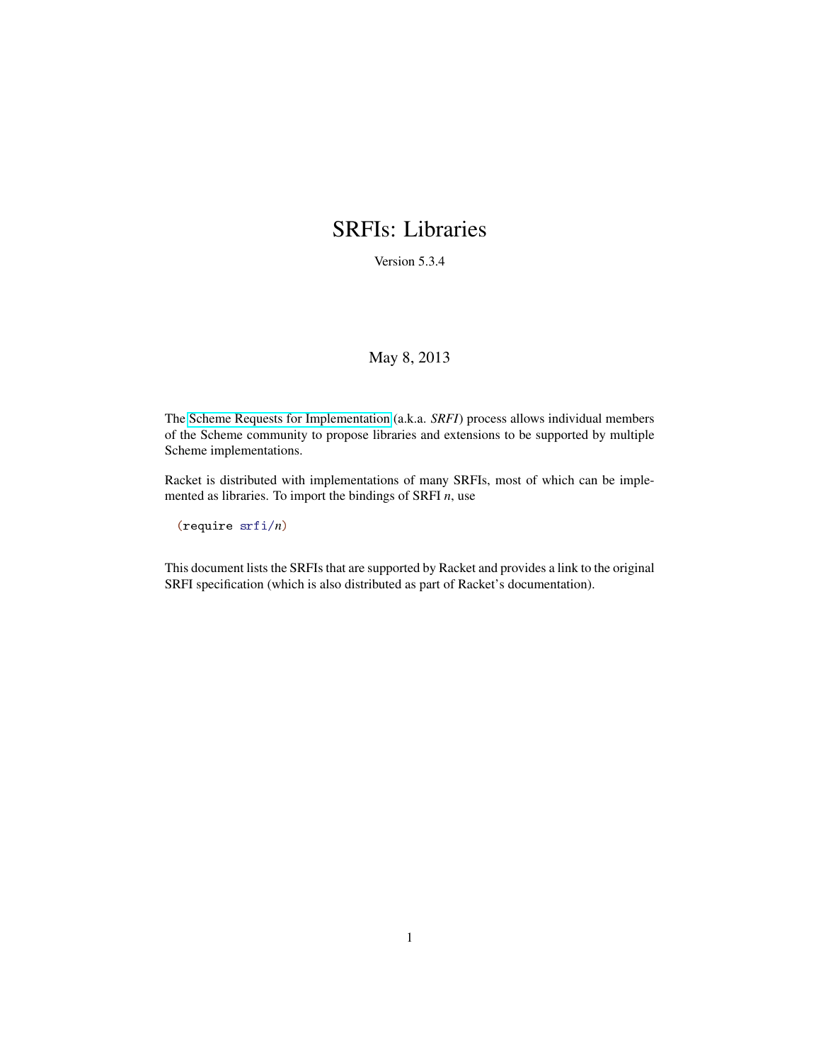# SRFIs: Libraries

Version 5.3.4

May 8, 2013

The Scheme Requests for Implementation (a.k.a. *SRFI*) process allows individual members of the Scheme community to propose libraries and extensions to be supported by multiple Scheme implementations.

Racket is distributed with implementations of many SRFIs, most of which can be implemented as libraries. To import the bindings of SRFI *n*, use

```
(require srfi/n)
```

This document lists the SRFIs that are supported by Racket and provides a link to the original SRFI specification (which is also distributed as part of Racket's documentation).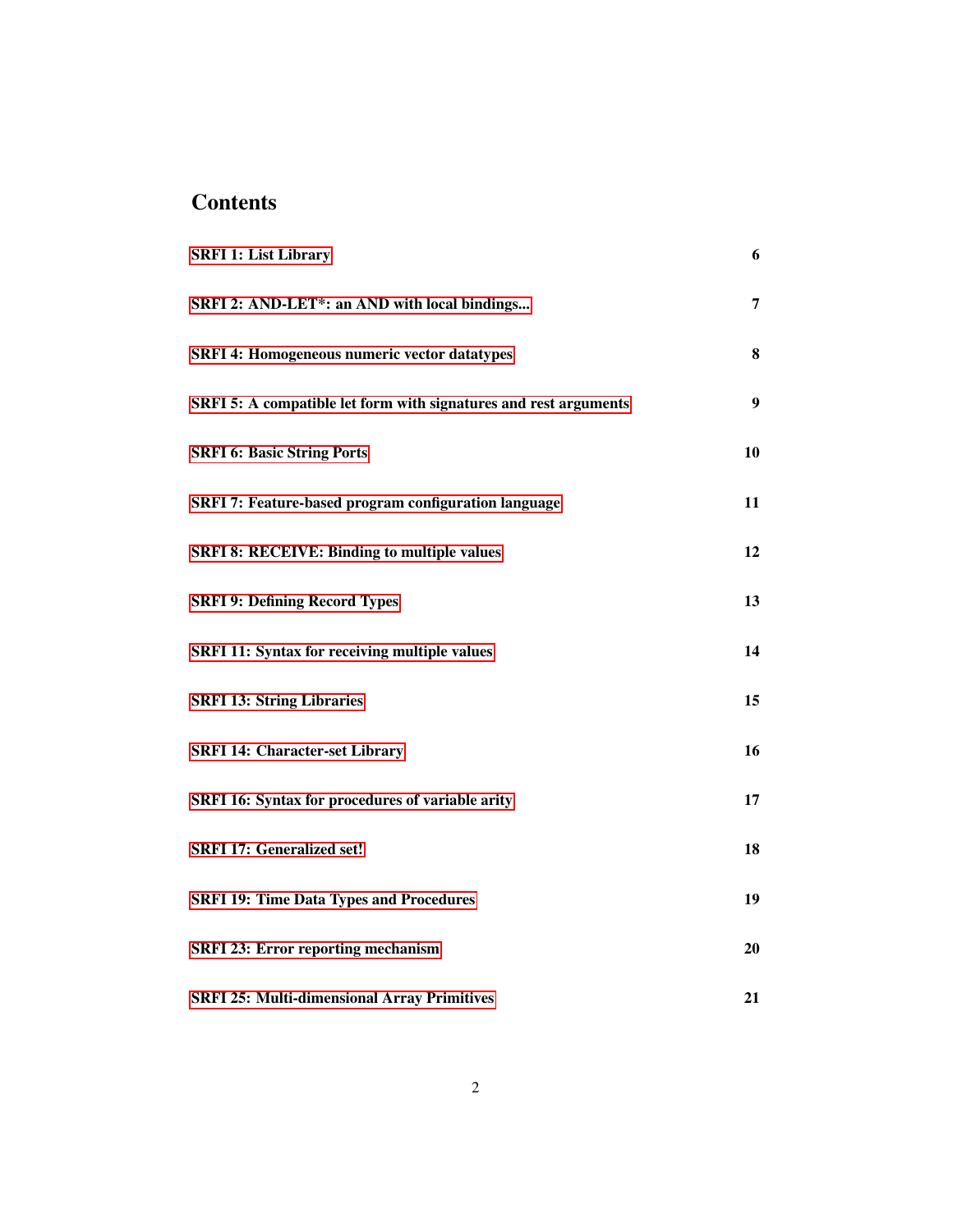# Contents

| | |
|---|---|
| **SRFI 1: List Library** | **6** |
| **SRFI 2: AND-LET*: an AND with local bindings...** | **7** |
| **SRFI 4: Homogeneous numeric vector datatypes** | **8** |
| **SRFI 5: A compatible let form with signatures and rest arguments** | **9** |
| **SRFI 6: Basic String Ports** | **10** |
| **SRFI 7: Feature-based program configuration language** | **11** |
| **SRFI 8: RECEIVE: Binding to multiple values** | **12** |
| **SRFI 9: Defining Record Types** | **13** |
| **SRFI 11: Syntax for receiving multiple values** | **14** |
| **SRFI 13: String Libraries** | **15** |
| **SRFI 14: Character-set Library** | **16** |
| **SRFI 16: Syntax for procedures of variable arity** | **17** |
| **SRFI 17: Generalized set!** | **18** |
| **SRFI 19: Time Data Types and Procedures** | **19** |
| **SRFI 23: Error reporting mechanism** | **20** |
| **SRFI 25: Multi-dimensional Array Primitives** | **21** |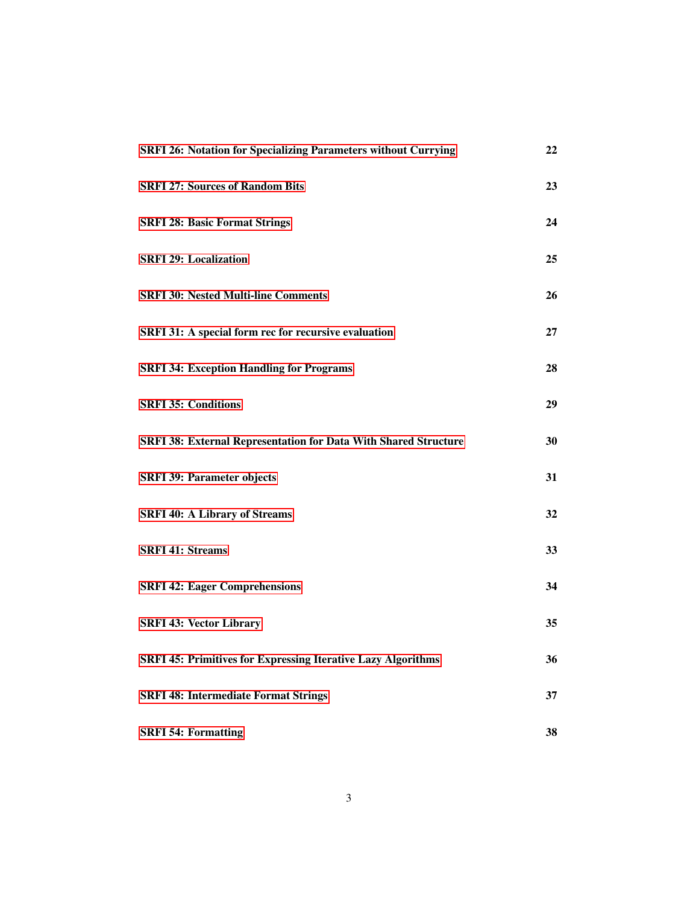**SRFI 26: Notation for Specializing Parameters without Currying** 22

**SRFI 27: Sources of Random Bits** 23

**SRFI 28: Basic Format Strings** 24

**SRFI 29: Localization** 25

**SRFI 30: Nested Multi-line Comments** 26

**SRFI 31: A special form rec for recursive evaluation** 27

**SRFI 34: Exception Handling for Programs** 28

**SRFI 35: Conditions** 29

**SRFI 38: External Representation for Data With Shared Structure** 30

**SRFI 39: Parameter objects** 31

**SRFI 40: A Library of Streams** 32

**SRFI 41: Streams** 33

**SRFI 42: Eager Comprehensions** 34

**SRFI 43: Vector Library** 35

**SRFI 45: Primitives for Expressing Iterative Lazy Algorithms** 36

**SRFI 48: Intermediate Format Strings** 37

**SRFI 54: Formatting** 38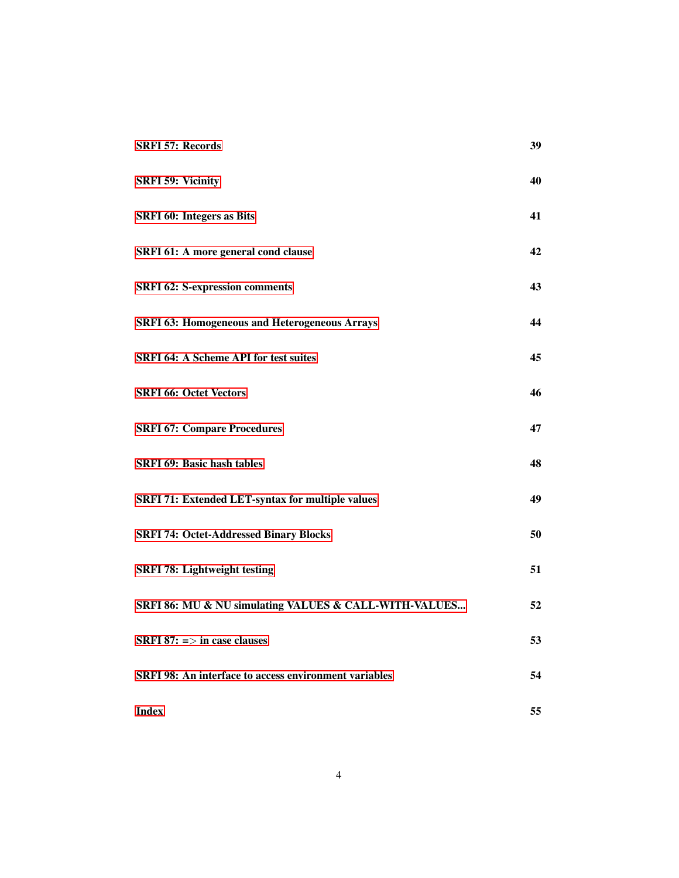| | |
|---|---|
| **SRFI 57: Records** | **39** |
| **SRFI 59: Vicinity** | **40** |
| **SRFI 60: Integers as Bits** | **41** |
| **SRFI 61: A more general cond clause** | **42** |
| **SRFI 62: S-expression comments** | **43** |
| **SRFI 63: Homogeneous and Heterogeneous Arrays** | **44** |
| **SRFI 64: A Scheme API for test suites** | **45** |
| **SRFI 66: Octet Vectors** | **46** |
| **SRFI 67: Compare Procedures** | **47** |
| **SRFI 69: Basic hash tables** | **48** |
| **SRFI 71: Extended LET-syntax for multiple values** | **49** |
| **SRFI 74: Octet-Addressed Binary Blocks** | **50** |
| **SRFI 78: Lightweight testing** | **51** |
| **SRFI 86: MU & NU simulating VALUES & CALL-WITH-VALUES...** | **52** |
| **SRFI 87: => in case clauses** | **53** |
| **SRFI 98: An interface to access environment variables** | **54** |
| **Index** | **55** |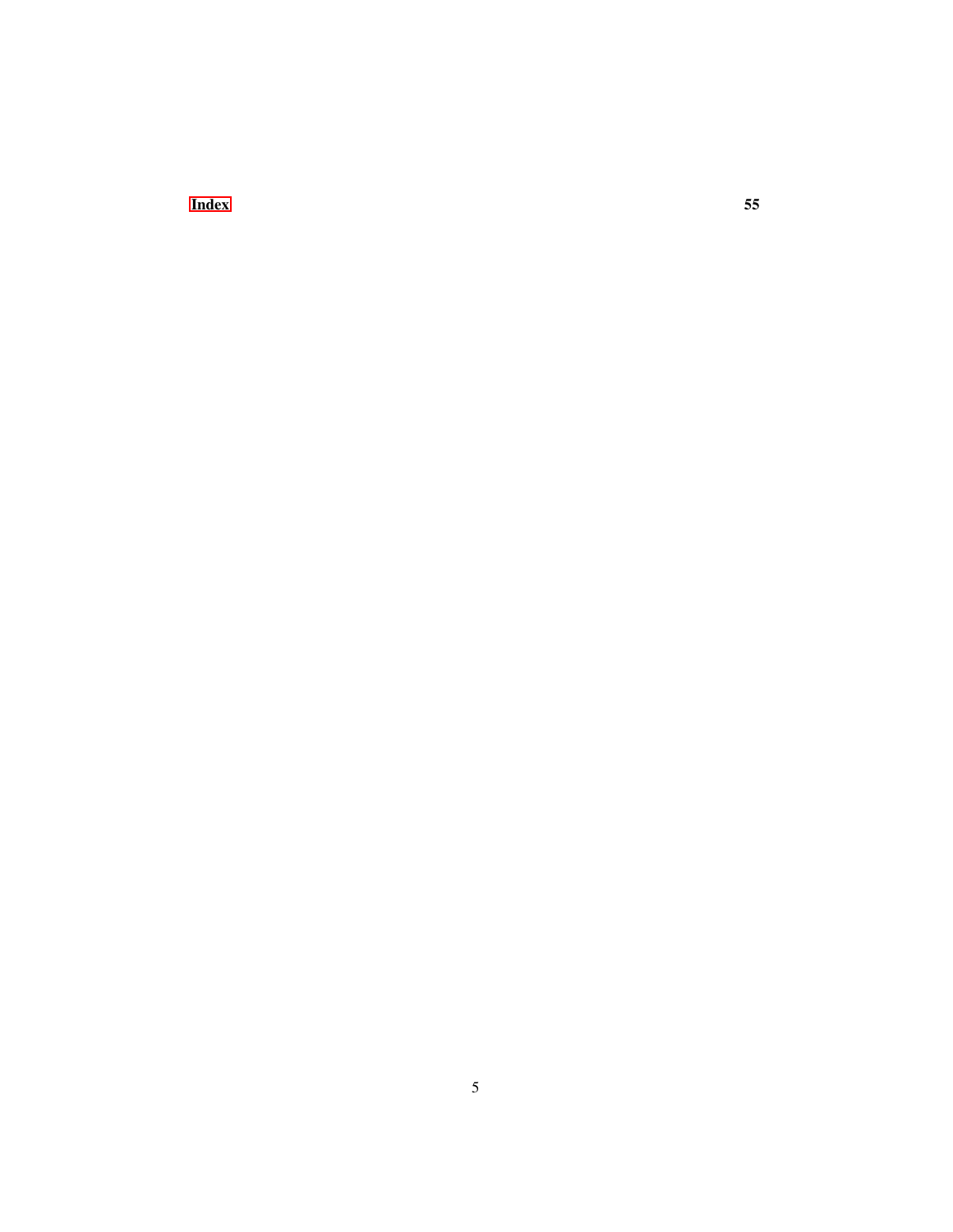**Index** **55**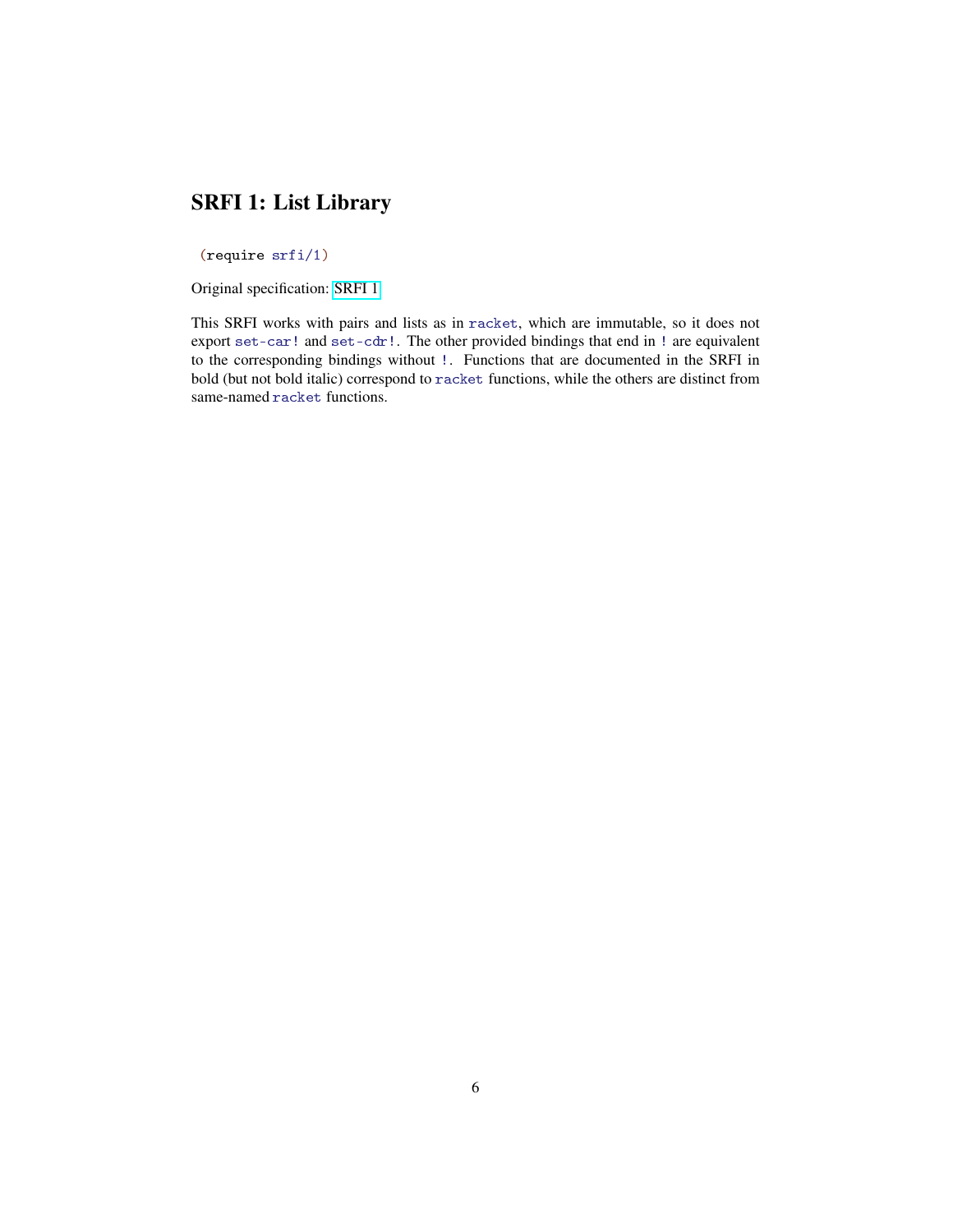# SRFI 1: List Library

```
(require srfi/1)
```

Original specification: SRFI 1

This SRFI works with pairs and lists as in `racket`, which are immutable, so it does not export `set-car!` and `set-cdr!`. The other provided bindings that end in `!` are equivalent to the corresponding bindings without `!`. Functions that are documented in the SRFI in bold (but not bold italic) correspond to `racket` functions, while the others are distinct from same-named `racket` functions.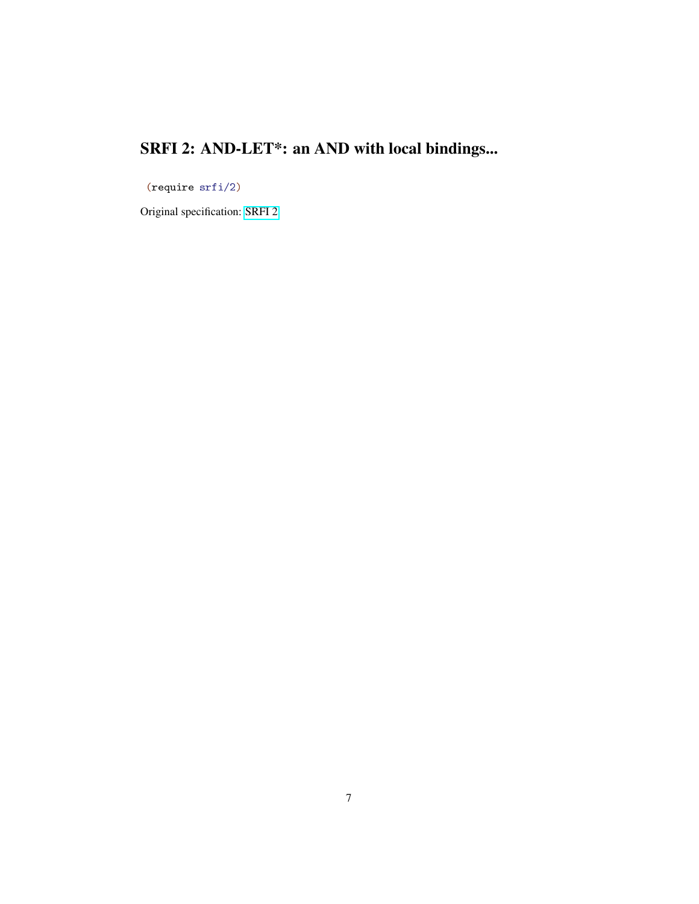# SRFI 2: AND-LET*: an AND with local bindings...

```
(require srfi/2)
```

Original specification: SRFI 2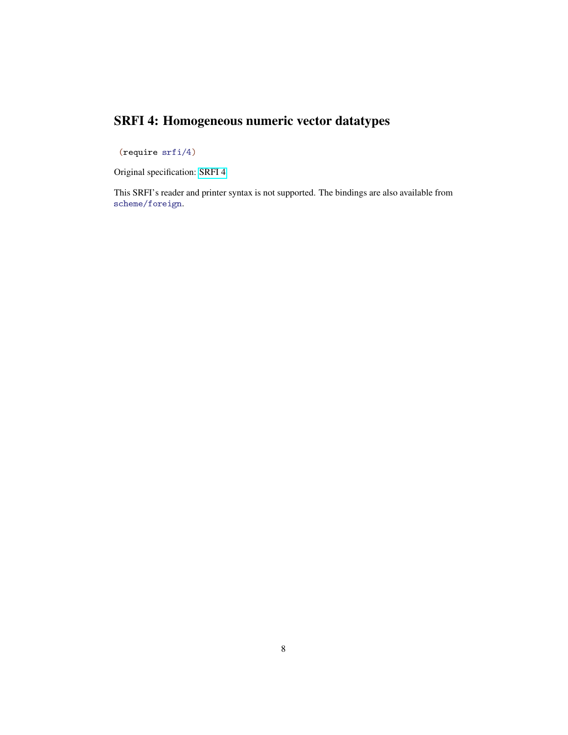# SRFI 4: Homogeneous numeric vector datatypes

```
(require srfi/4)
```

Original specification: SRFI 4

This SRFI's reader and printer syntax is not supported. The bindings are also available from `scheme/foreign`.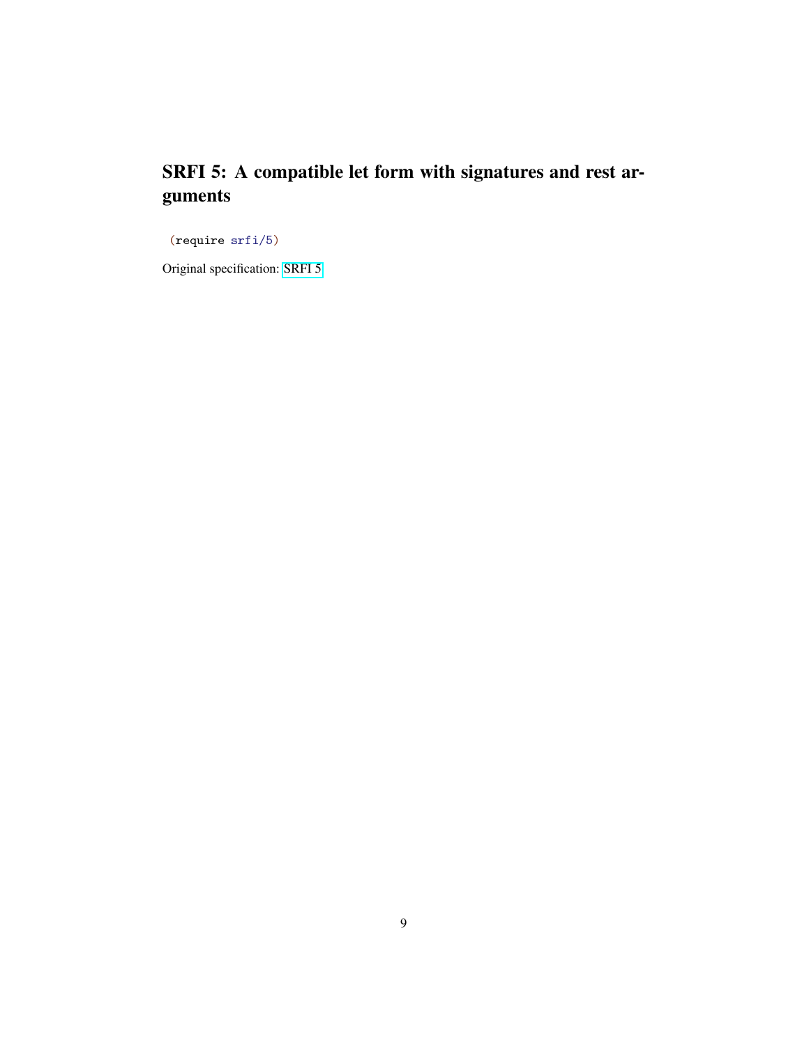# SRFI 5: A compatible let form with signatures and rest arguments

```
(require srfi/5)
```

Original specification: SRFI 5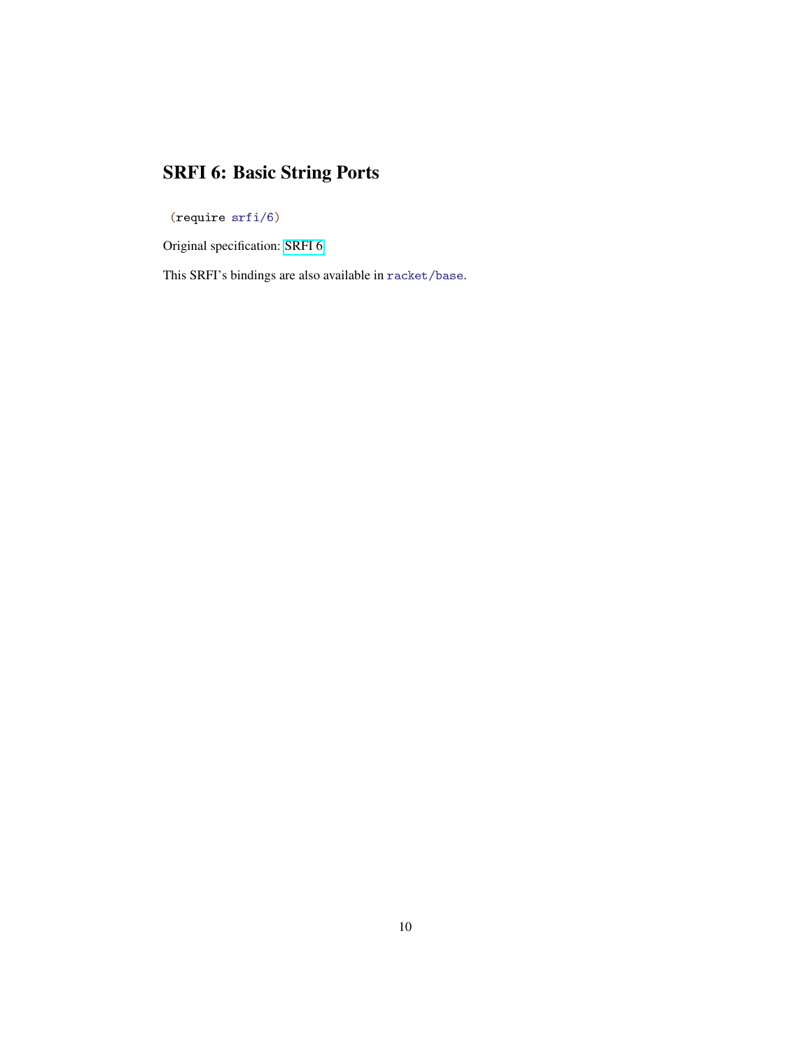# SRFI 6: Basic String Ports

```
(require srfi/6)
```

Original specification: SRFI 6

This SRFI's bindings are also available in `racket/base`.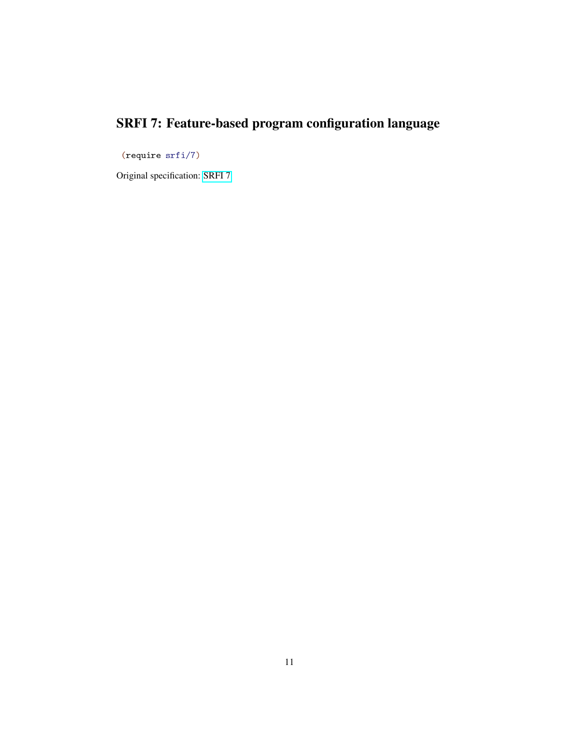# SRFI 7: Feature-based program configuration language

```
(require srfi/7)
```

Original specification: SRFI 7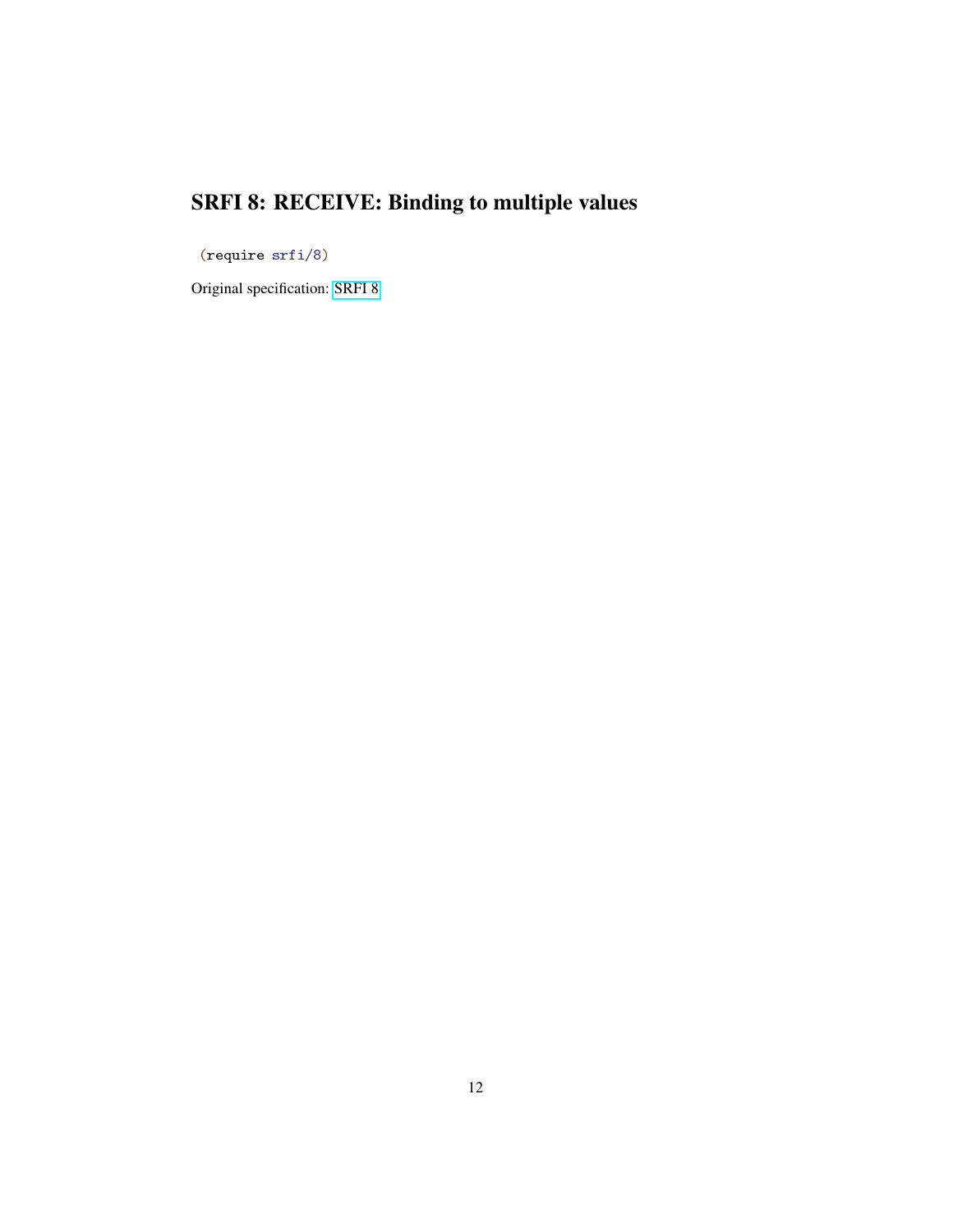# SRFI 8: RECEIVE: Binding to multiple values

```
(require srfi/8)
```

Original specification: SRFI 8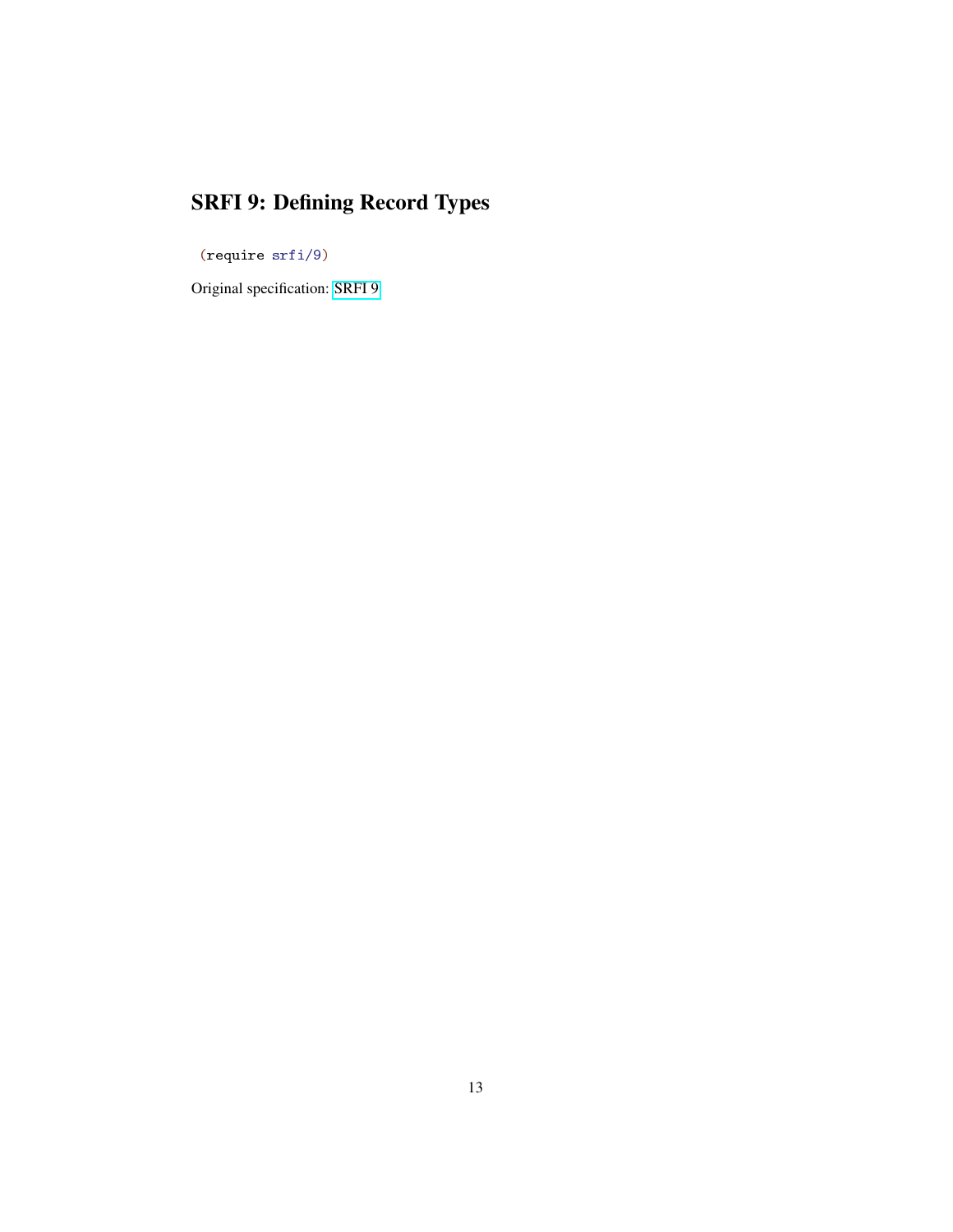# SRFI 9: Defining Record Types

```
(require srfi/9)
```

Original specification: SRFI 9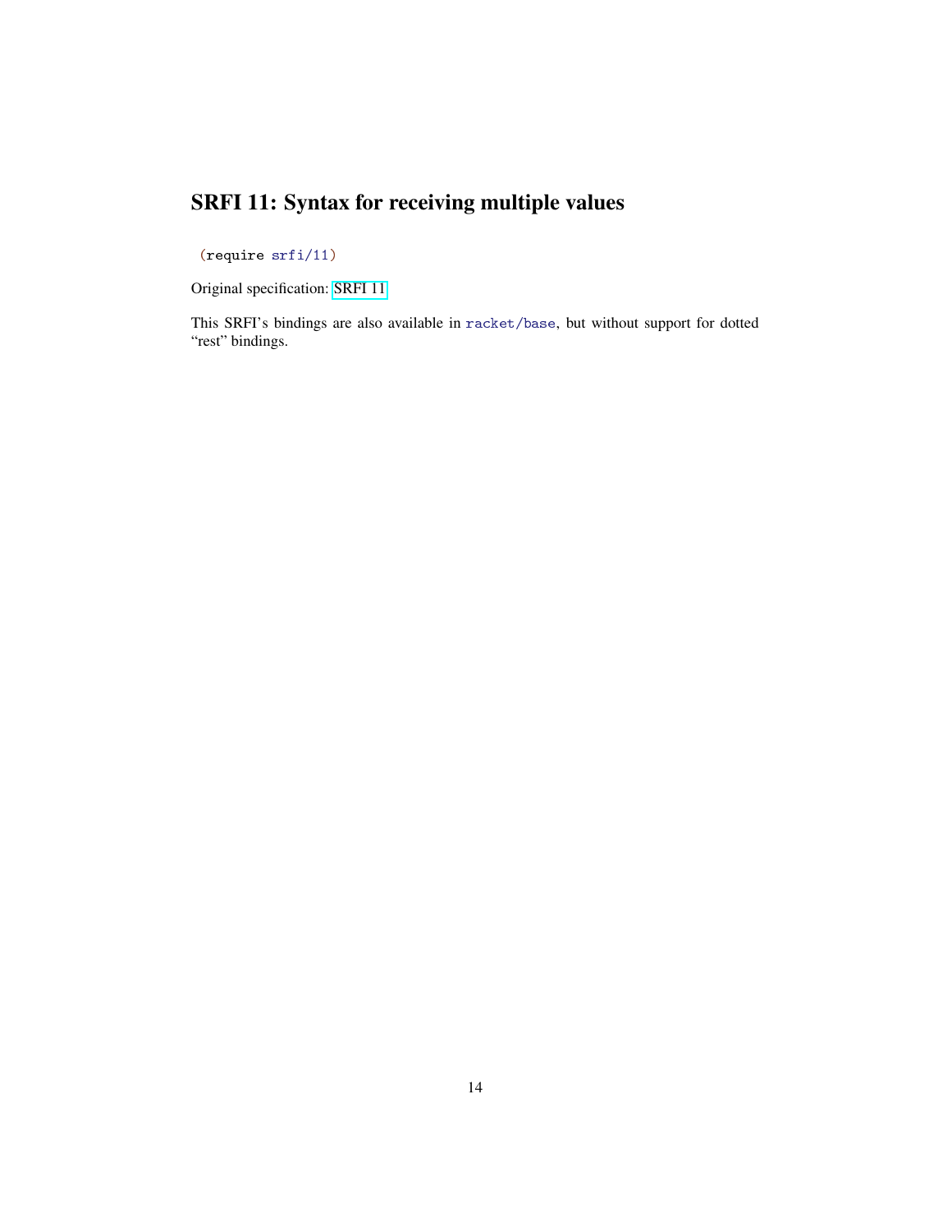# SRFI 11: Syntax for receiving multiple values

```
(require srfi/11)
```

Original specification: SRFI 11

This SRFI's bindings are also available in `racket/base`, but without support for dotted "rest" bindings.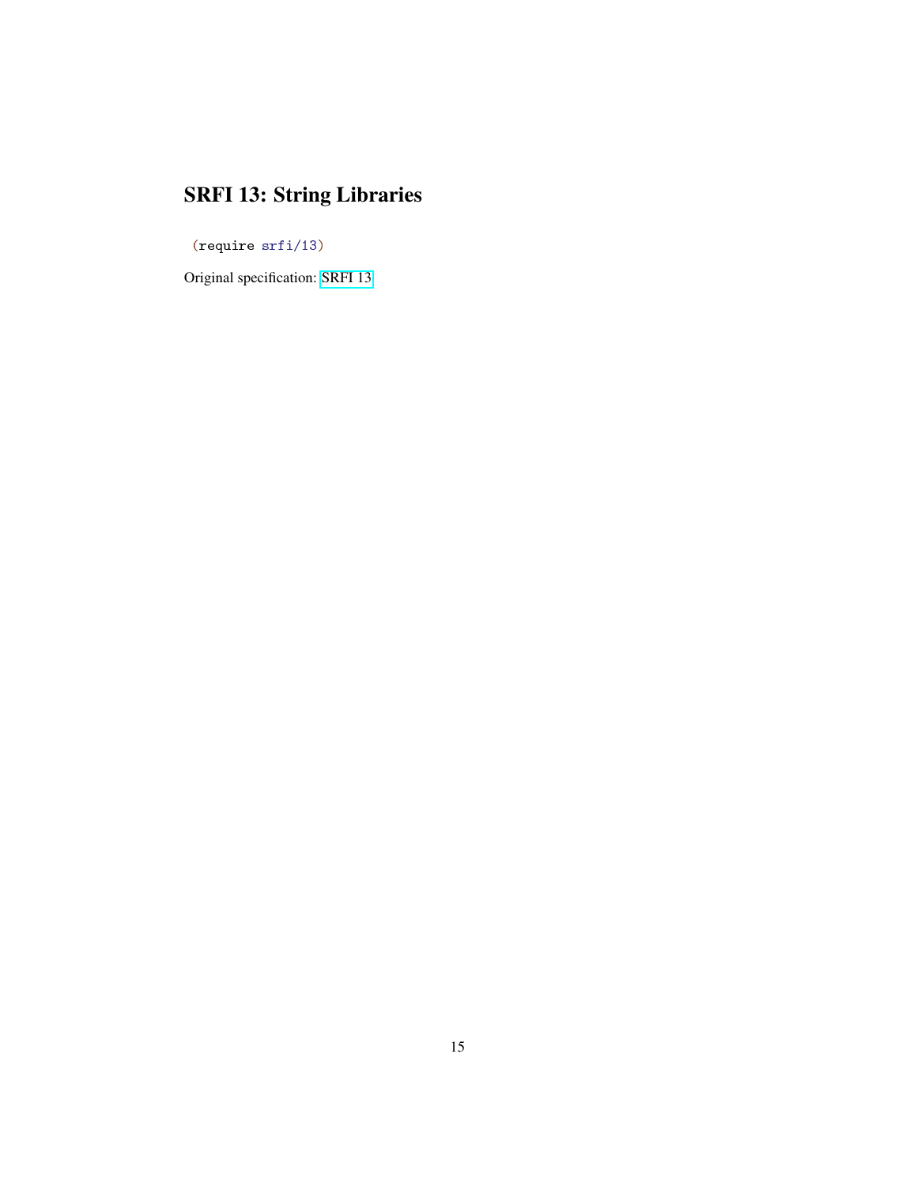# SRFI 13: String Libraries

```
(require srfi/13)
```

Original specification: SRFI 13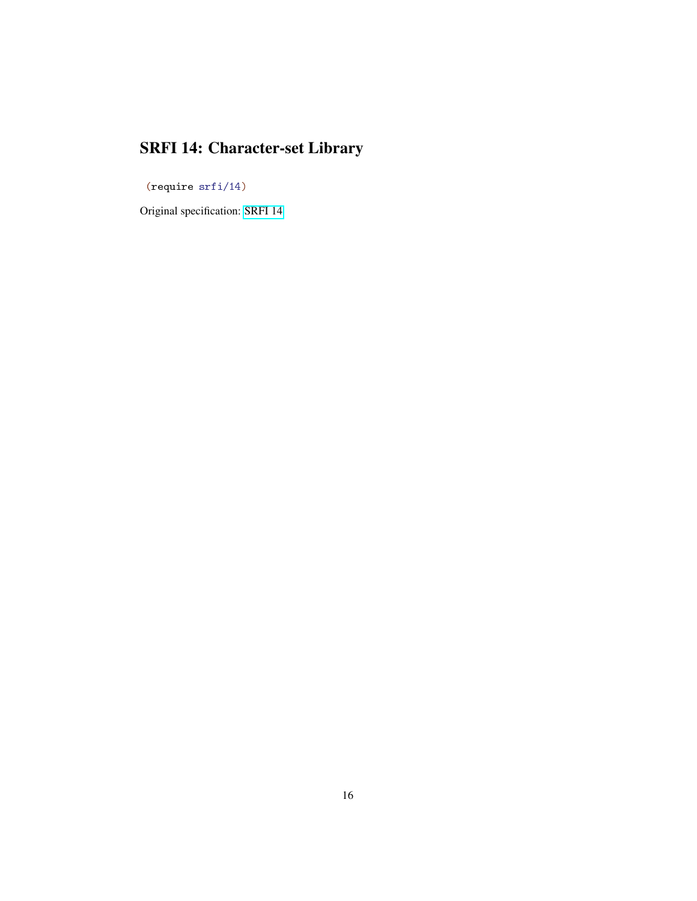# SRFI 14: Character-set Library

```
(require srfi/14)
```

Original specification: SRFI 14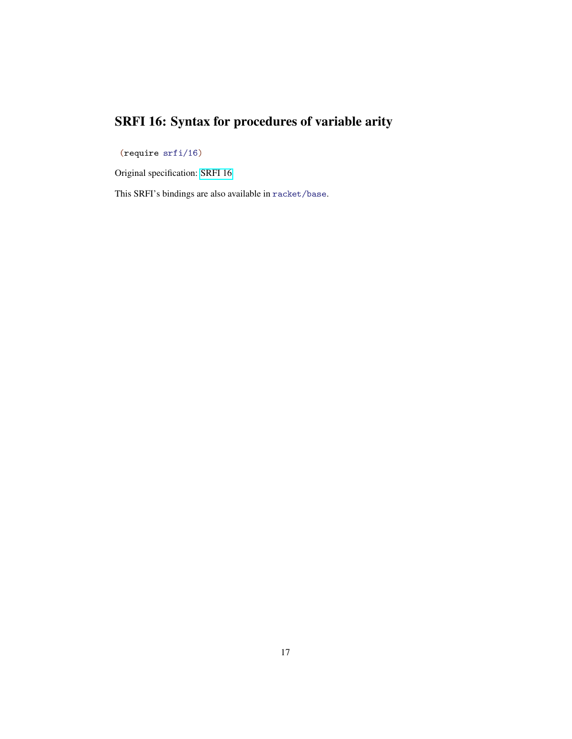# SRFI 16: Syntax for procedures of variable arity

```
(require srfi/16)
```

Original specification: SRFI 16

This SRFI's bindings are also available in `racket/base`.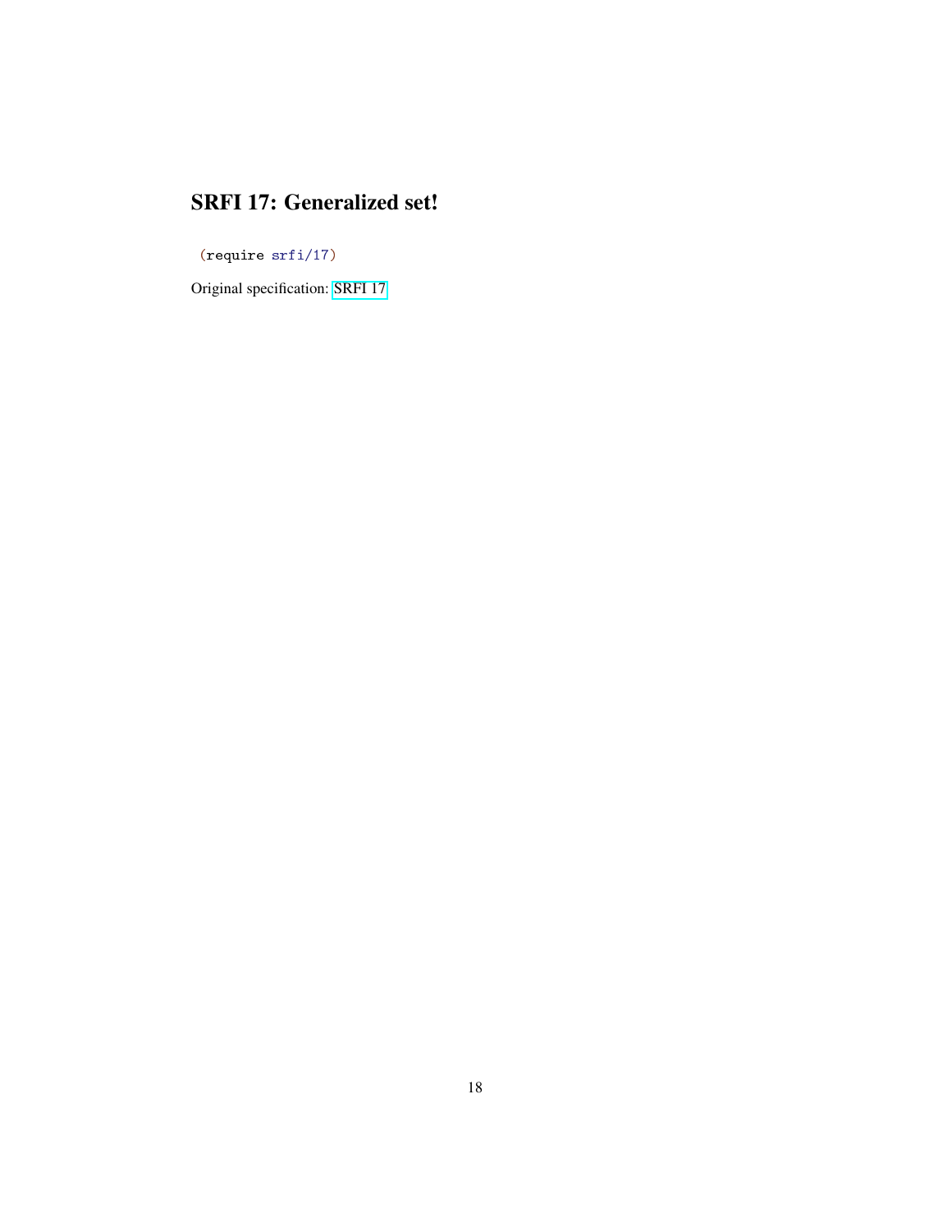# SRFI 17: Generalized set!

```
(require srfi/17)
```

Original specification: SRFI 17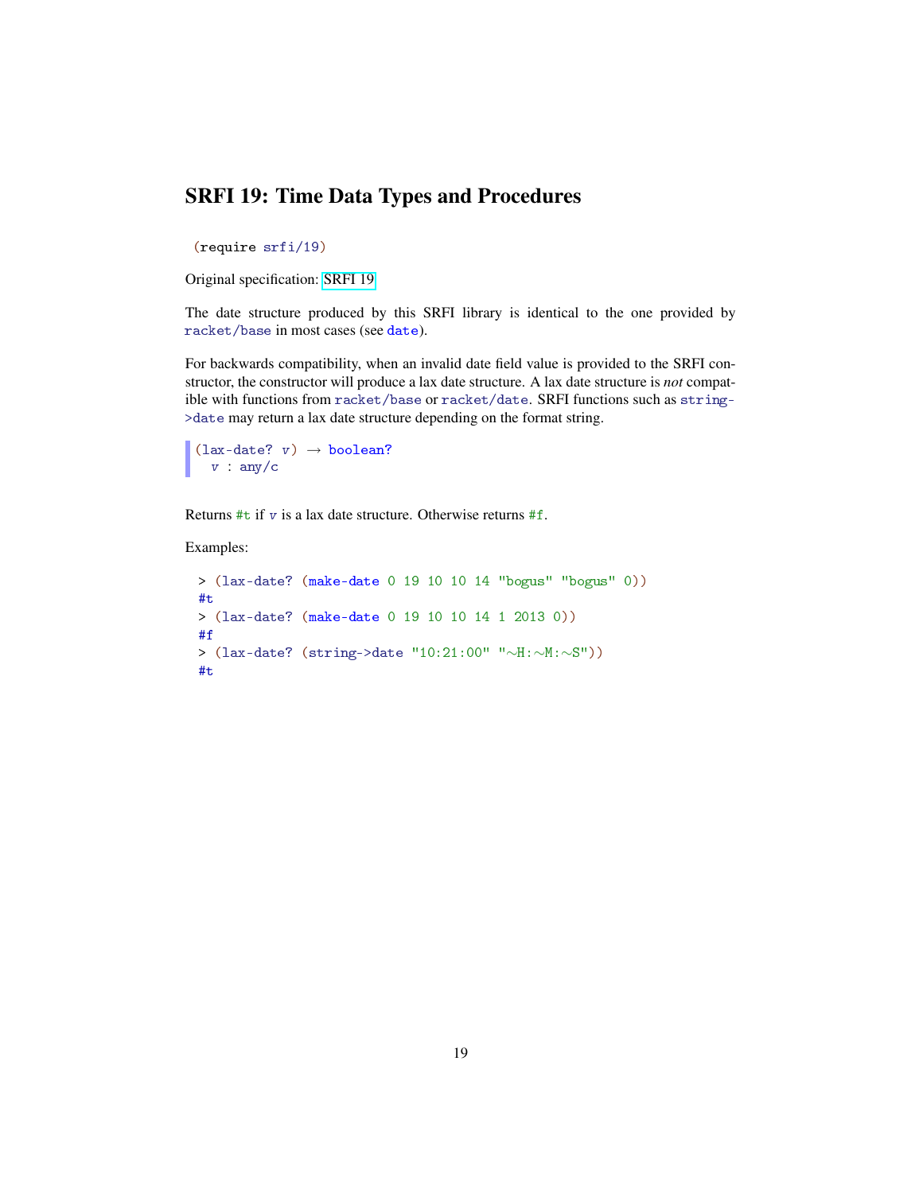# SRFI 19: Time Data Types and Procedures

```
(require srfi/19)
```

Original specification: SRFI 19

The date structure produced by this SRFI library is identical to the one provided by `racket/base` in most cases (see `date`).

For backwards compatibility, when an invalid date field value is provided to the SRFI constructor, the constructor will produce a lax date structure. A lax date structure is *not* compatible with functions from `racket/base` or `racket/date`. SRFI functions such as `string->date` may return a lax date structure depending on the format string.

```
(lax-date? v) → boolean?
  v : any/c
```

Returns `#t` if `v` is a lax date structure. Otherwise returns `#f`.

Examples:

```
> (lax-date? (make-date 0 19 10 10 14 "bogus" "bogus" 0))
#t
> (lax-date? (make-date 0 19 10 10 14 1 2013 0))
#f
> (lax-date? (string->date "10:21:00" "~H:~M:~S"))
#t
```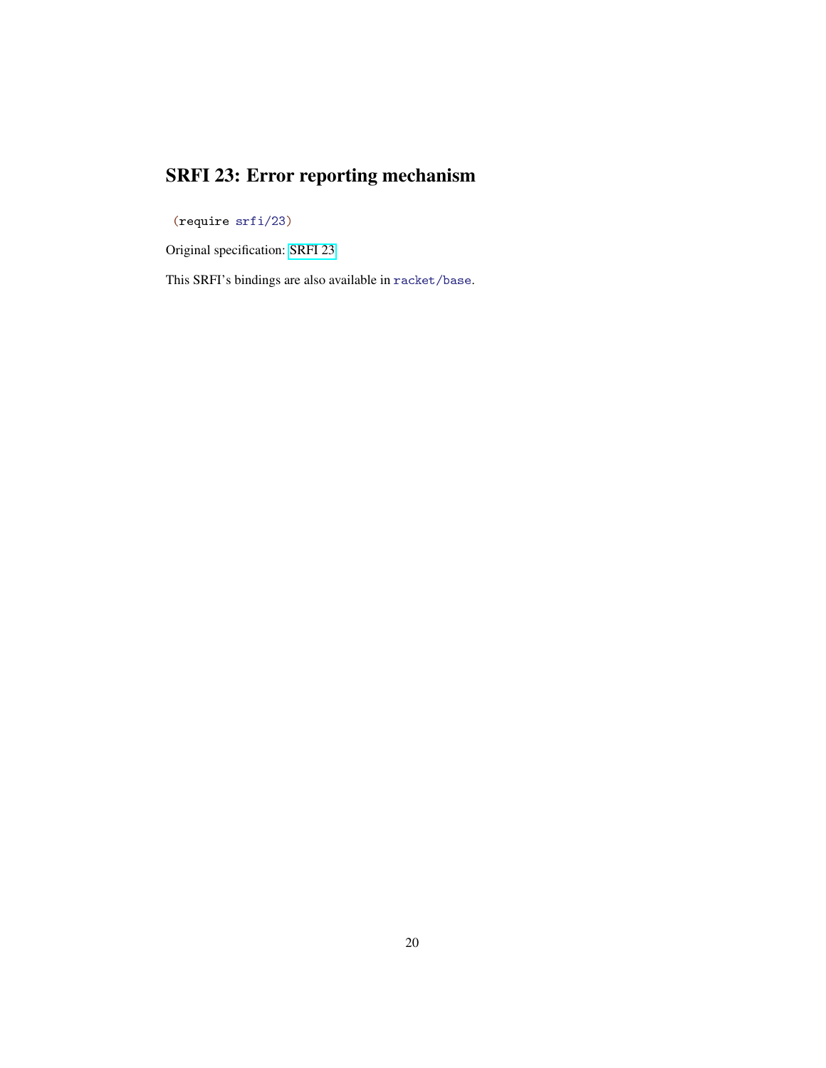# SRFI 23: Error reporting mechanism

```
(require srfi/23)
```

Original specification: SRFI 23

This SRFI's bindings are also available in `racket/base`.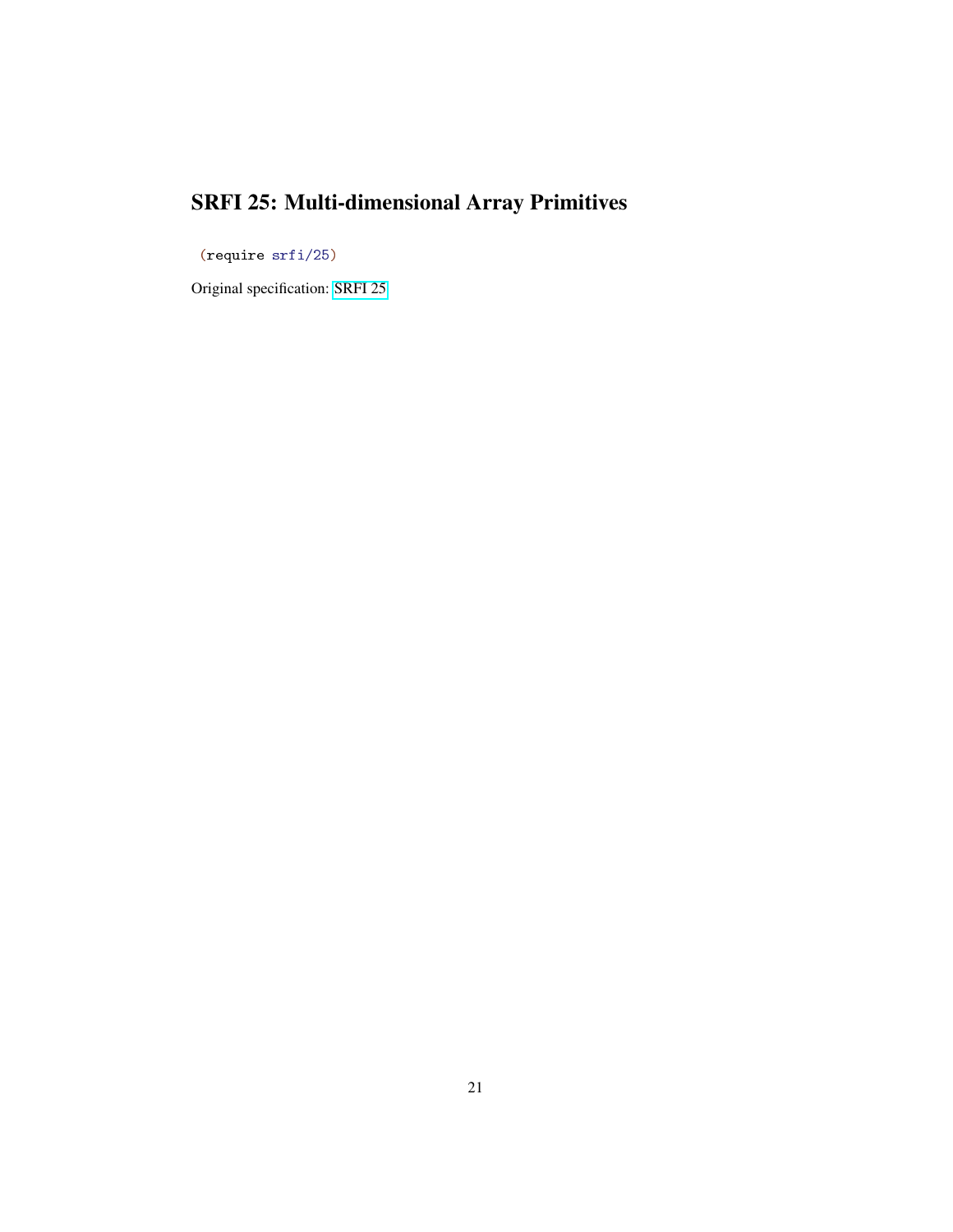# SRFI 25: Multi-dimensional Array Primitives

```
(require srfi/25)
```

Original specification: SRFI 25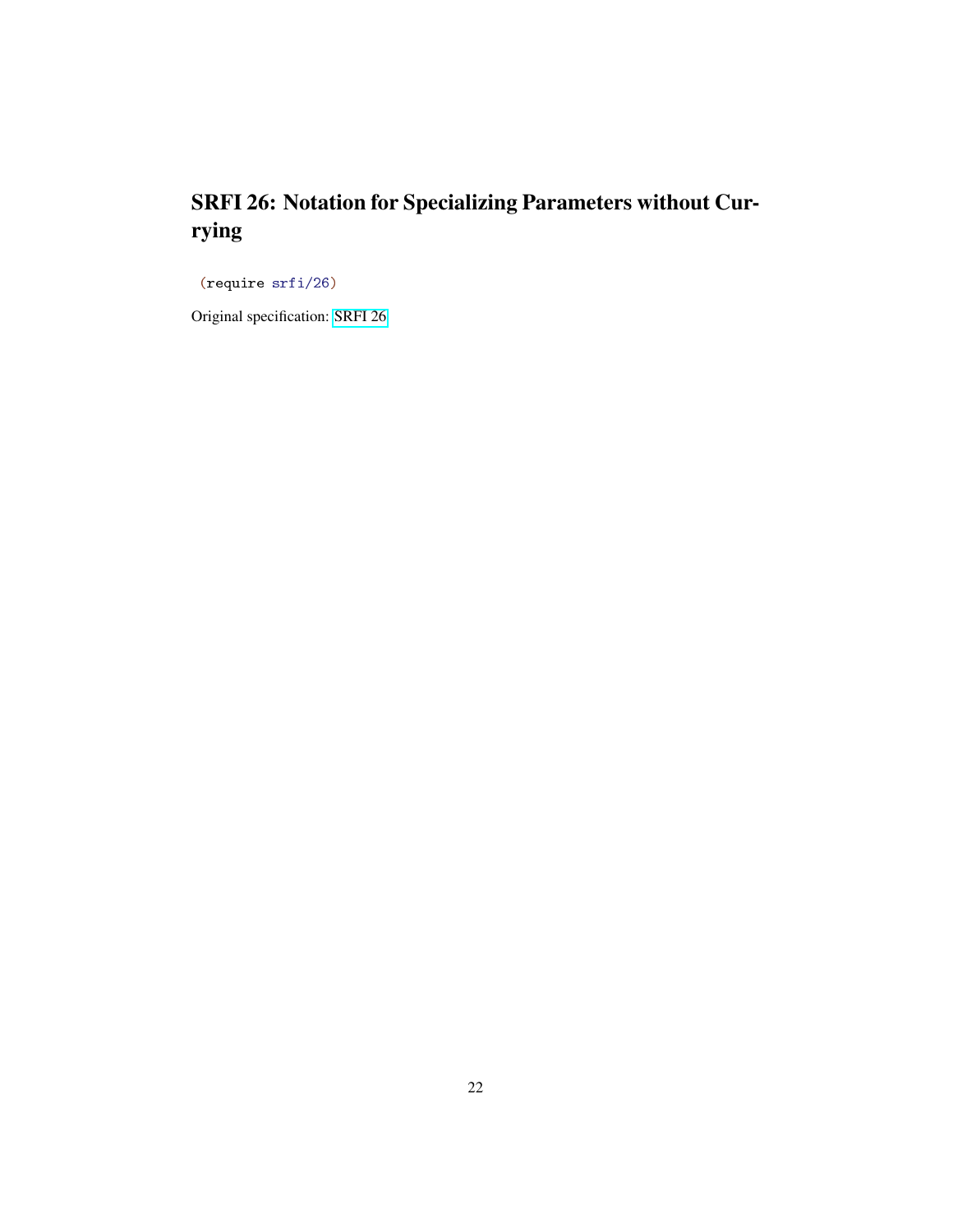# SRFI 26: Notation for Specializing Parameters without Currying

```
(require srfi/26)
```

Original specification: SRFI 26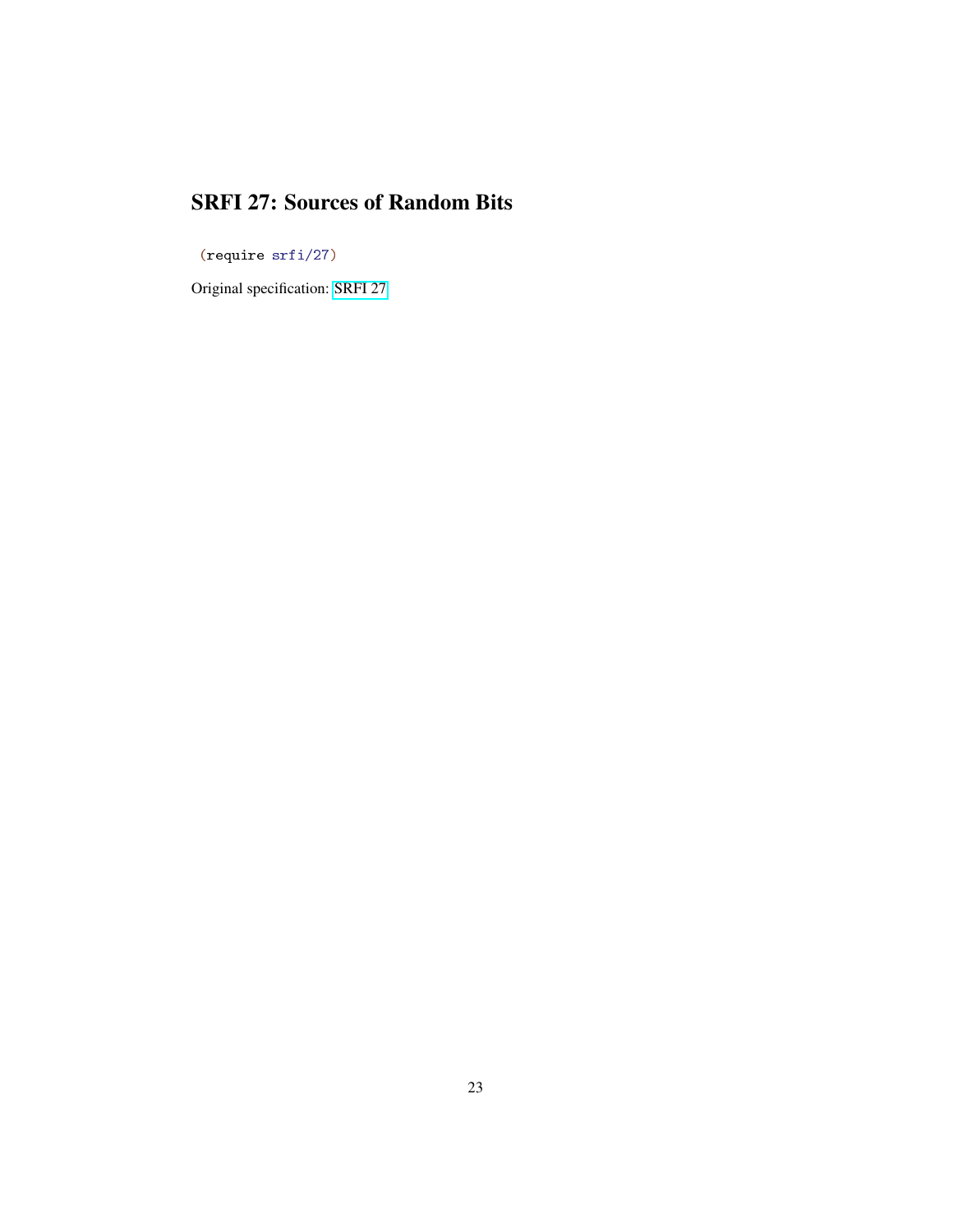# SRFI 27: Sources of Random Bits

```
(require srfi/27)
```

Original specification: SRFI 27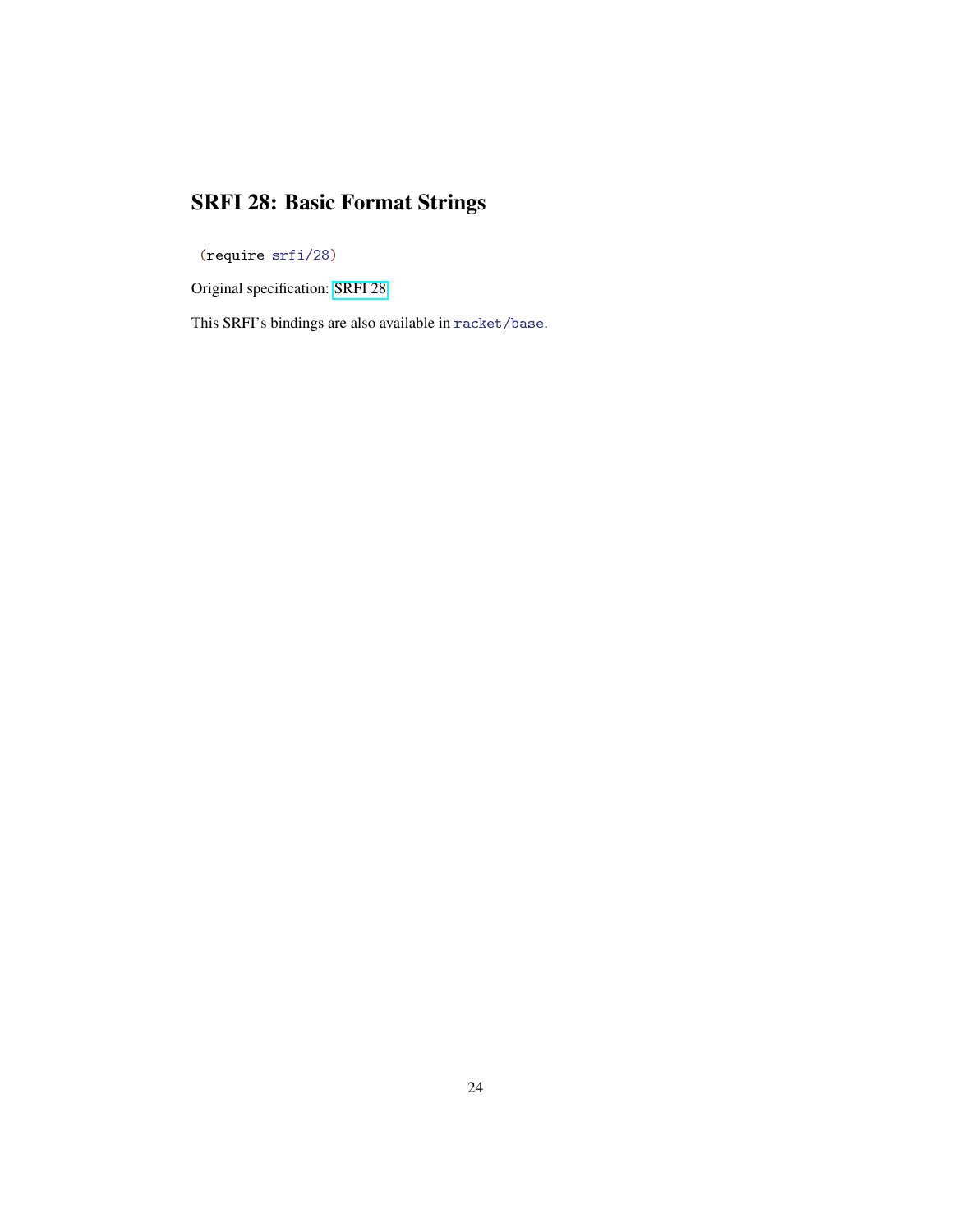# SRFI 28: Basic Format Strings

```
(require srfi/28)
```

Original specification: SRFI 28

This SRFI's bindings are also available in `racket/base`.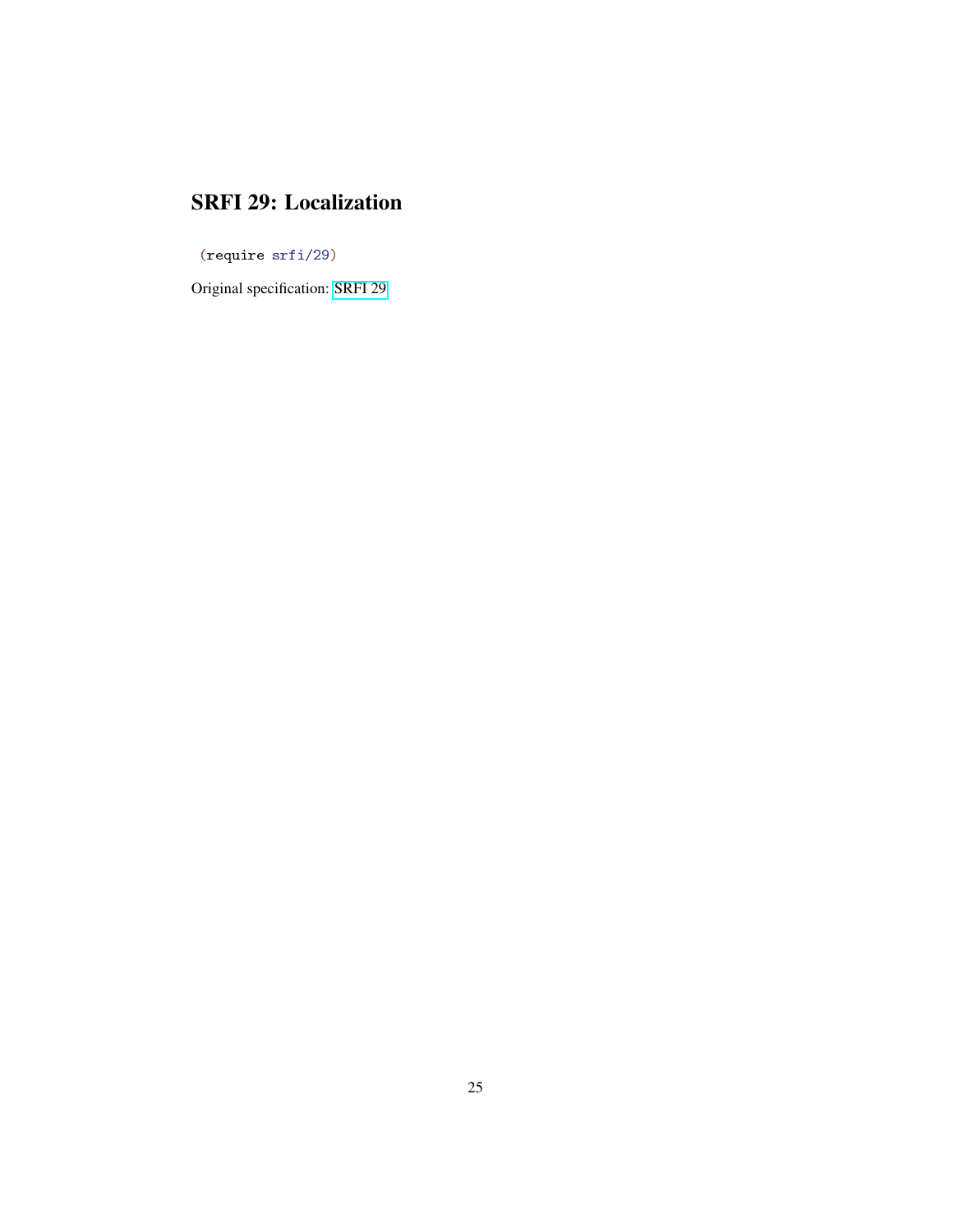# SRFI 29: Localization

```
(require srfi/29)
```

Original specification: SRFI 29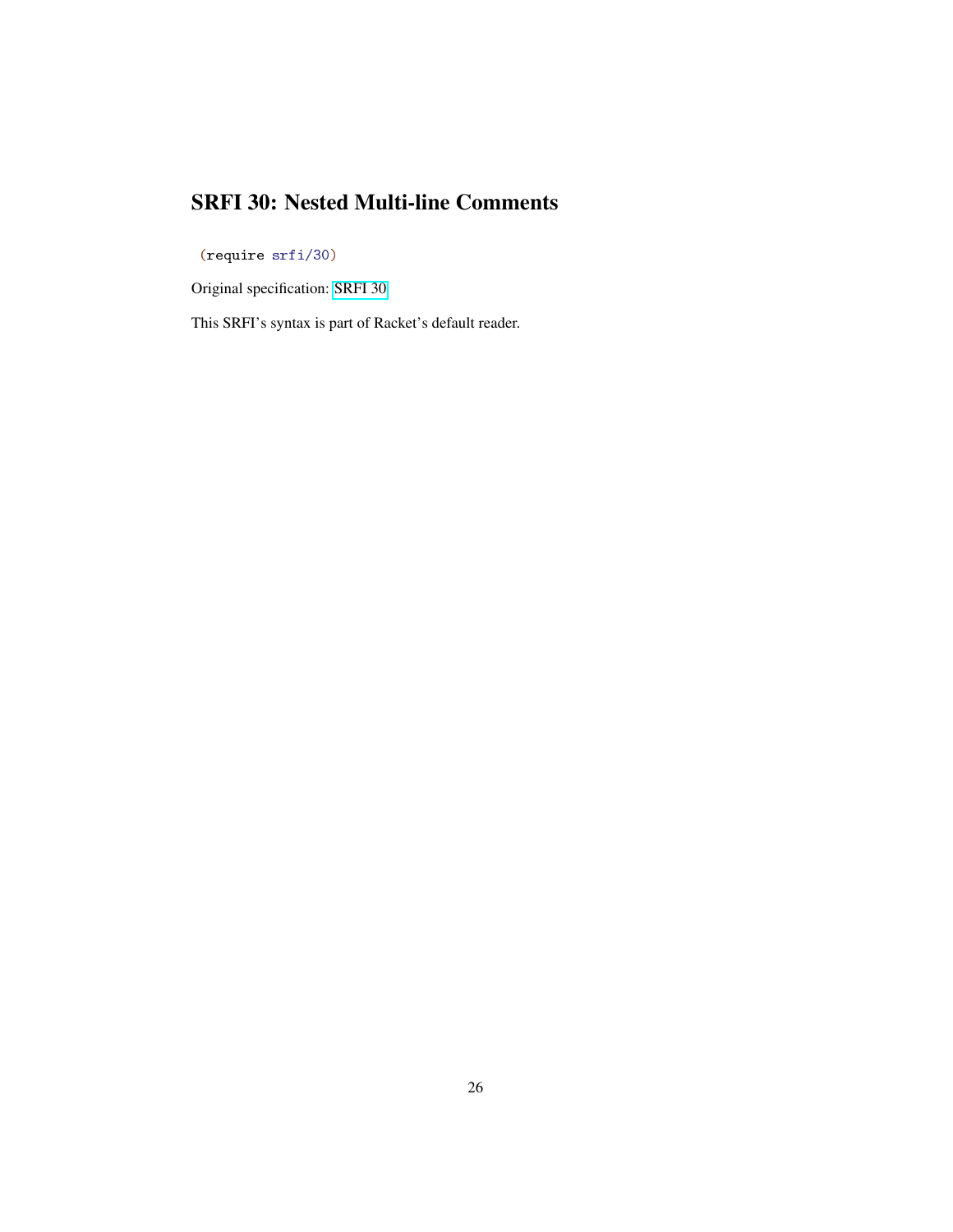# SRFI 30: Nested Multi-line Comments

```
(require srfi/30)
```

Original specification: SRFI 30

This SRFI's syntax is part of Racket's default reader.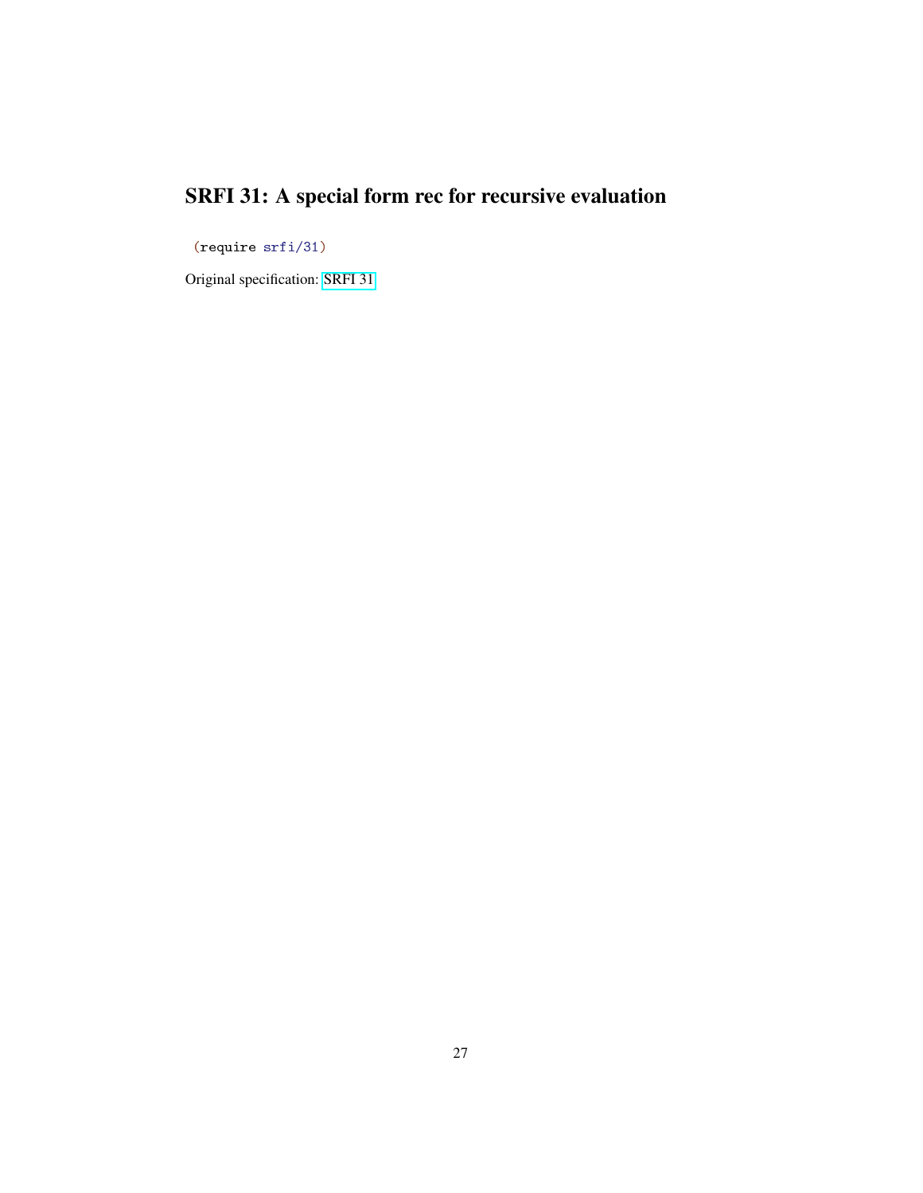# SRFI 31: A special form rec for recursive evaluation

```
(require srfi/31)
```

Original specification: SRFI 31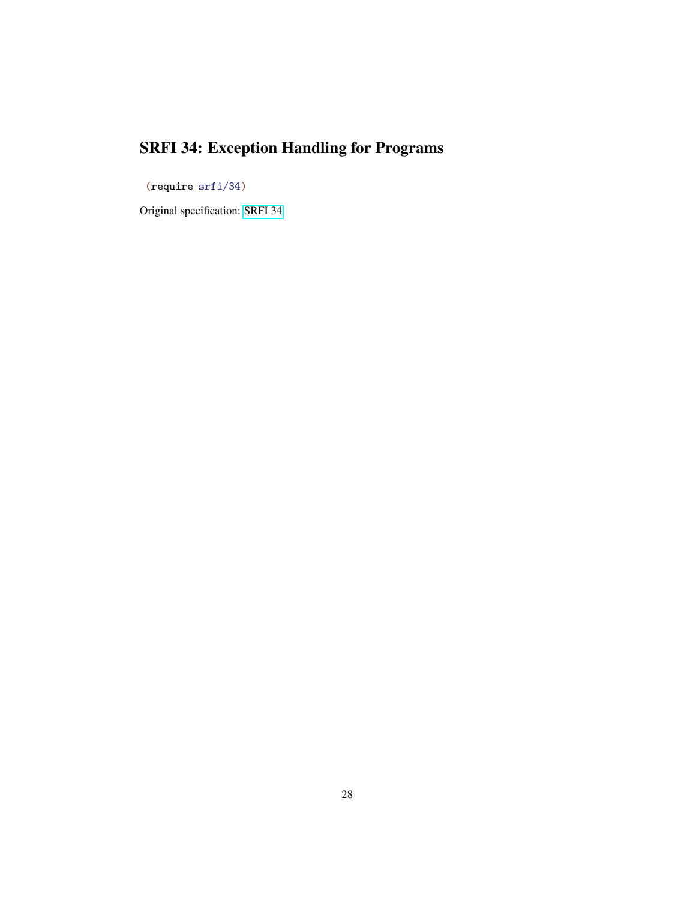# SRFI 34: Exception Handling for Programs

```
(require srfi/34)
```

Original specification: SRFI 34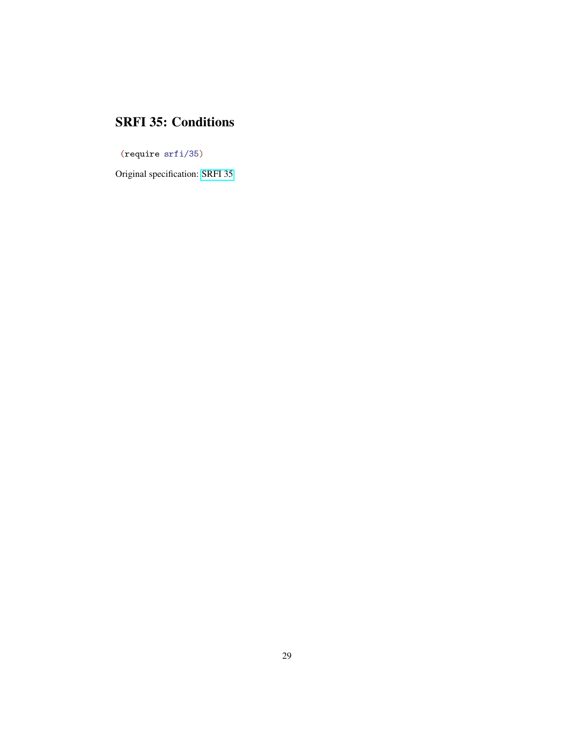# SRFI 35: Conditions

```
(require srfi/35)
```

Original specification: SRFI 35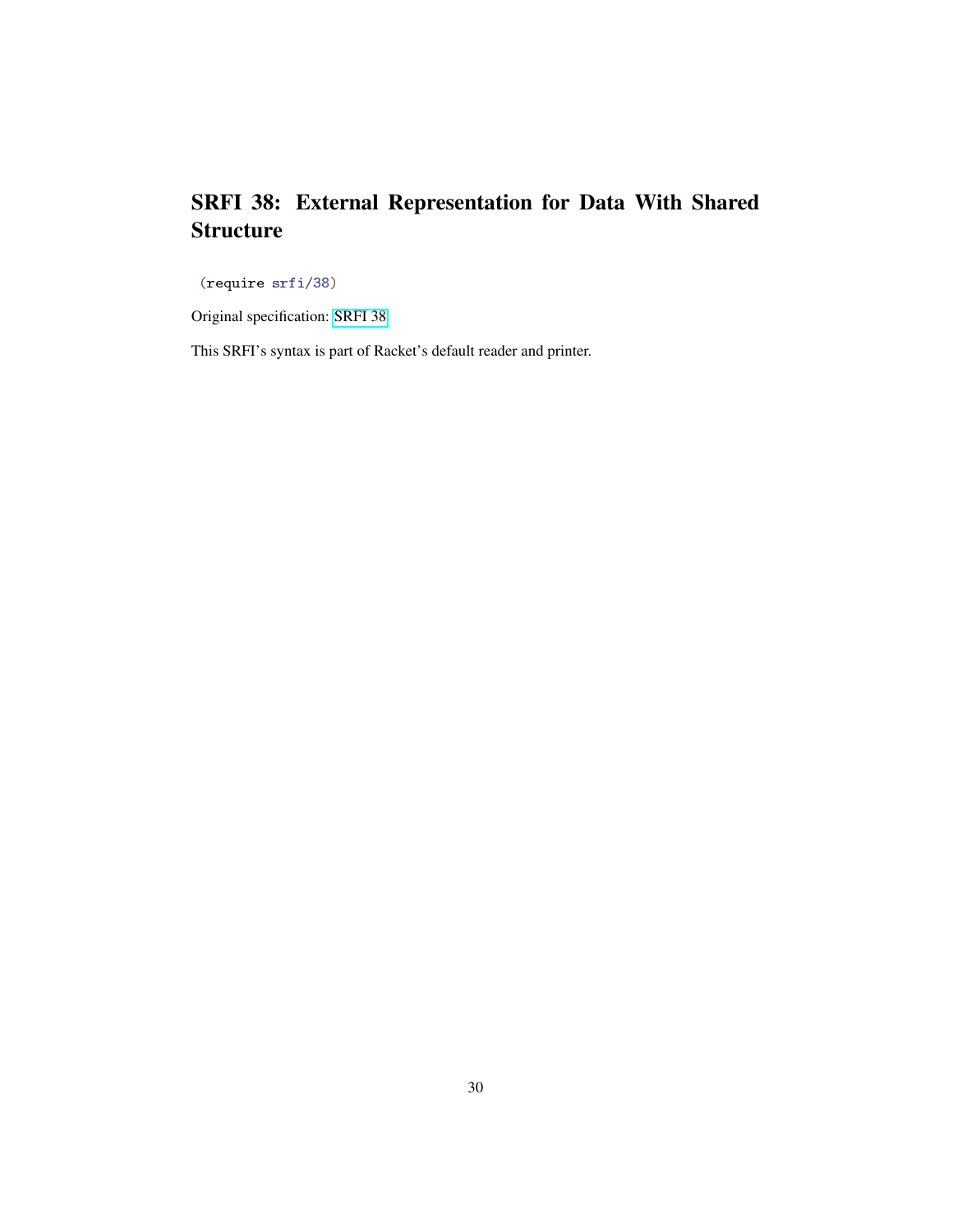# SRFI 38: External Representation for Data With Shared Structure

```
(require srfi/38)
```

Original specification: SRFI 38

This SRFI's syntax is part of Racket's default reader and printer.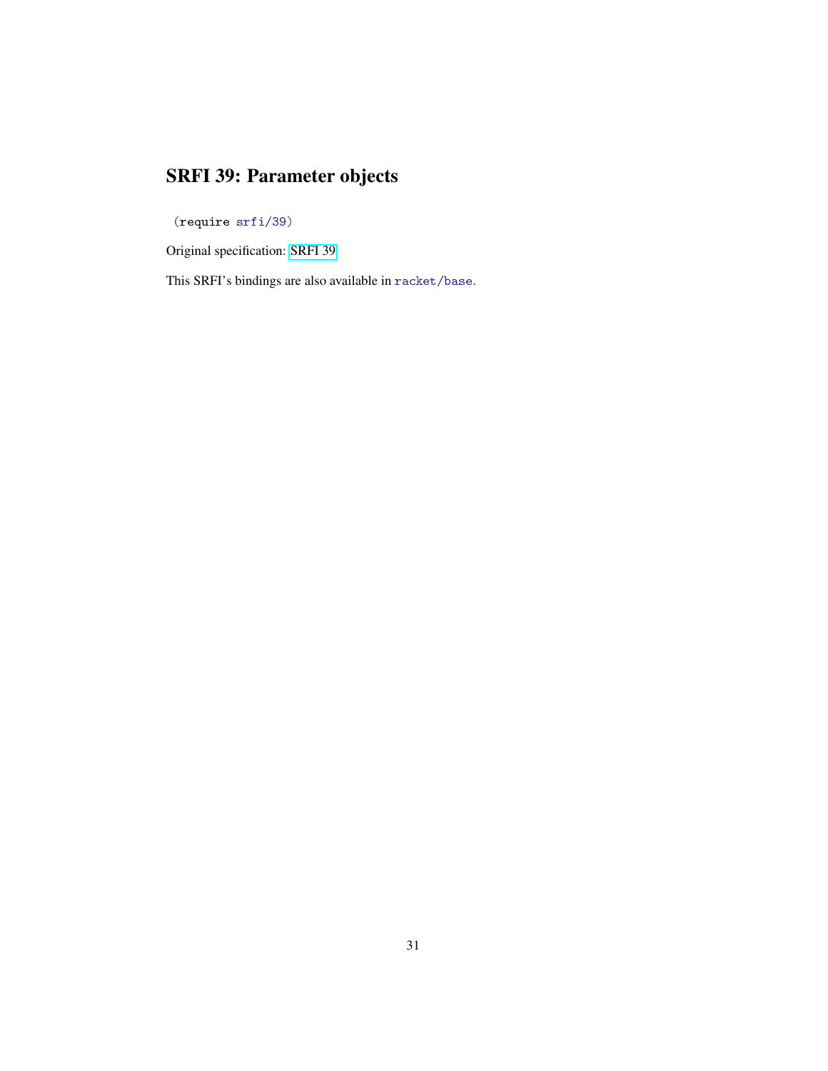# SRFI 39: Parameter objects

```
(require srfi/39)
```

Original specification: SRFI 39

This SRFI's bindings are also available in `racket/base`.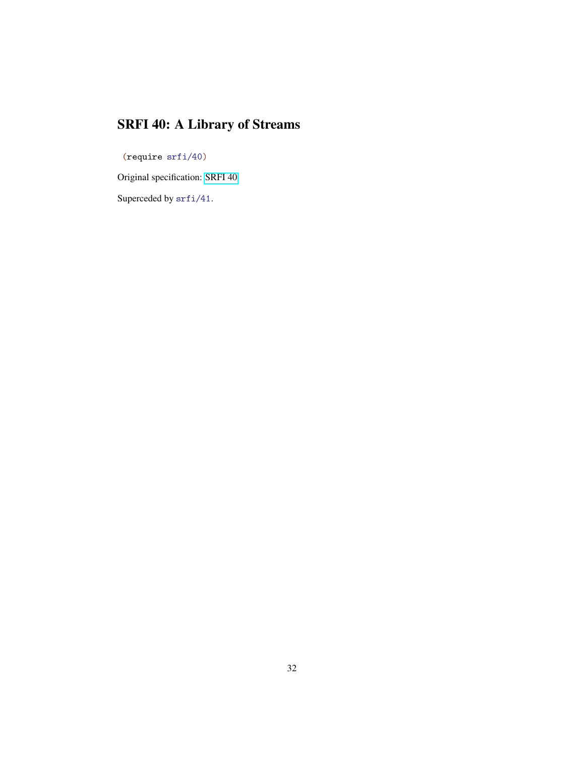# SRFI 40: A Library of Streams

```
(require srfi/40)
```

Original specification: SRFI 40

Superceded by `srfi/41`.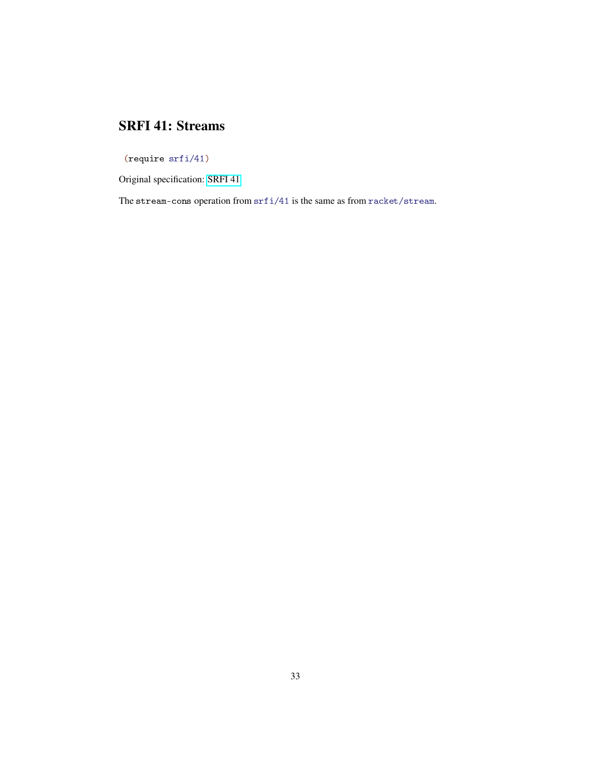# SRFI 41: Streams

```
(require srfi/41)
```

Original specification: SRFI 41

The `stream-cons` operation from `srfi/41` is the same as from `racket/stream`.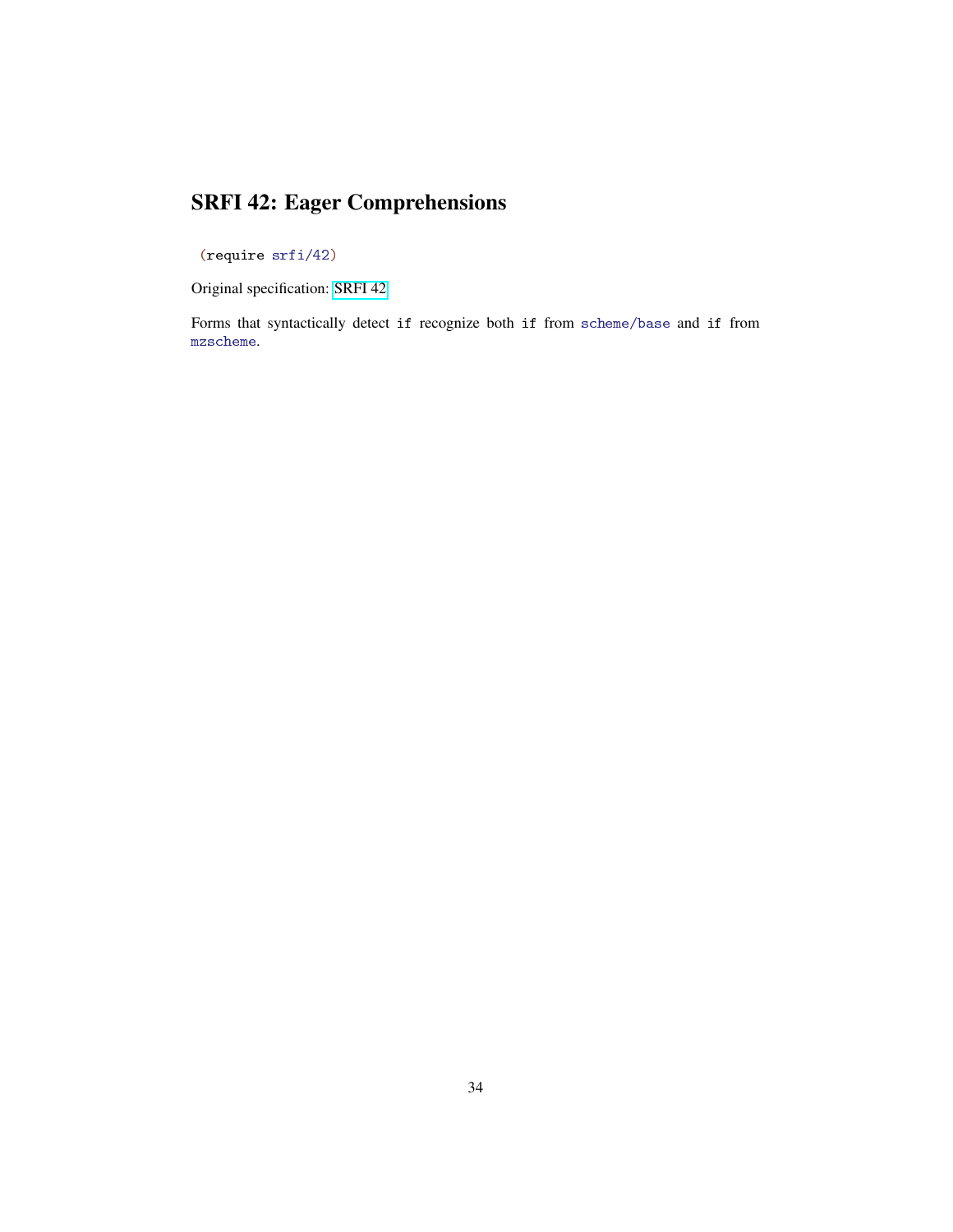# SRFI 42: Eager Comprehensions

```
(require srfi/42)
```

Original specification: SRFI 42

Forms that syntactically detect `if` recognize both `if` from `scheme/base` and `if` from `mzscheme`.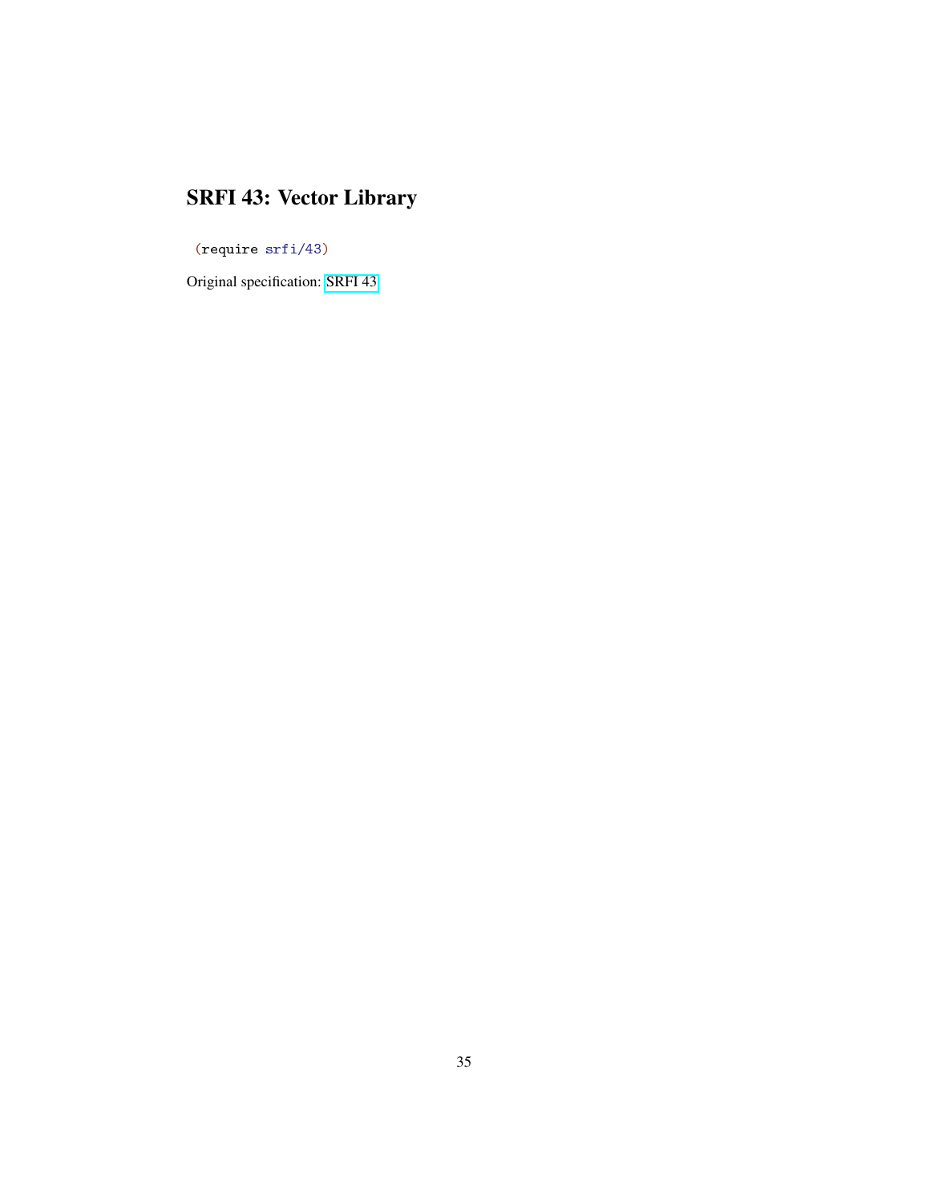# SRFI 43: Vector Library

```
(require srfi/43)
```

Original specification: SRFI 43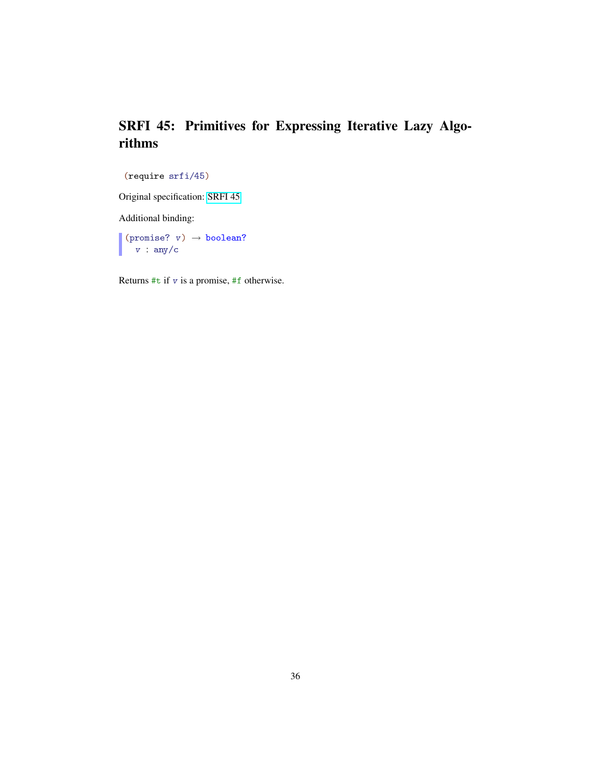# SRFI 45: Primitives for Expressing Iterative Lazy Algorithms

```
(require srfi/45)
```

Original specification: SRFI 45

Additional binding:

```
(promise? v) → boolean?
  v : any/c
```

Returns #t if *v* is a promise, #f otherwise.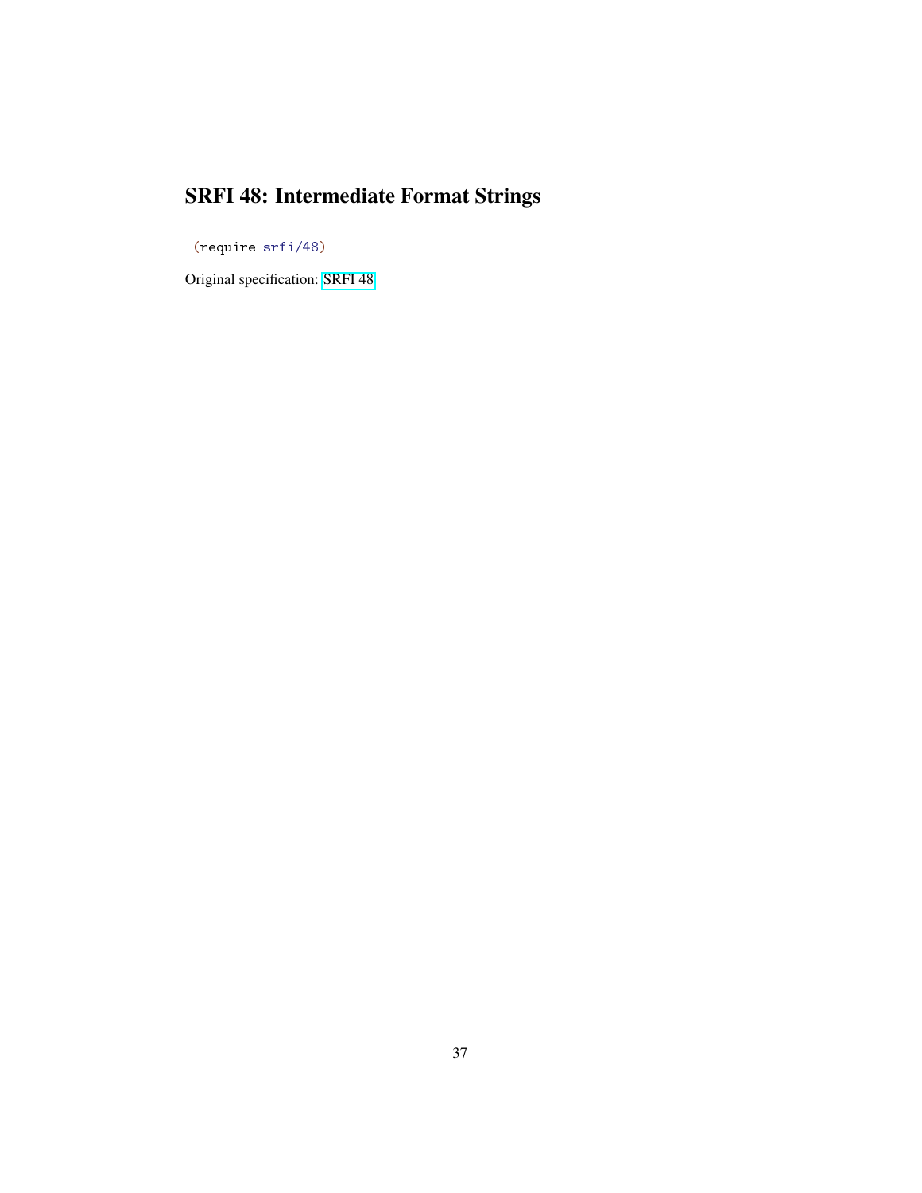# SRFI 48: Intermediate Format Strings

```
(require srfi/48)
```

Original specification: SRFI 48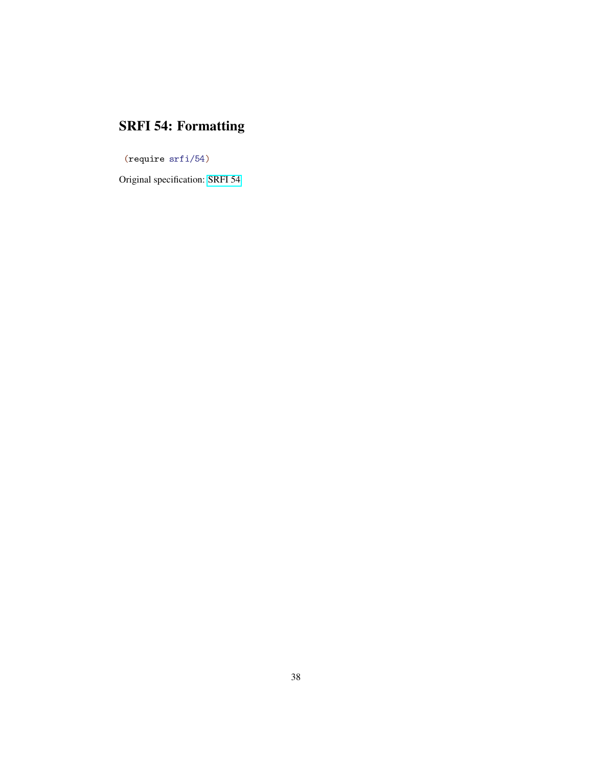# SRFI 54: Formatting

```
(require srfi/54)
```

Original specification: SRFI 54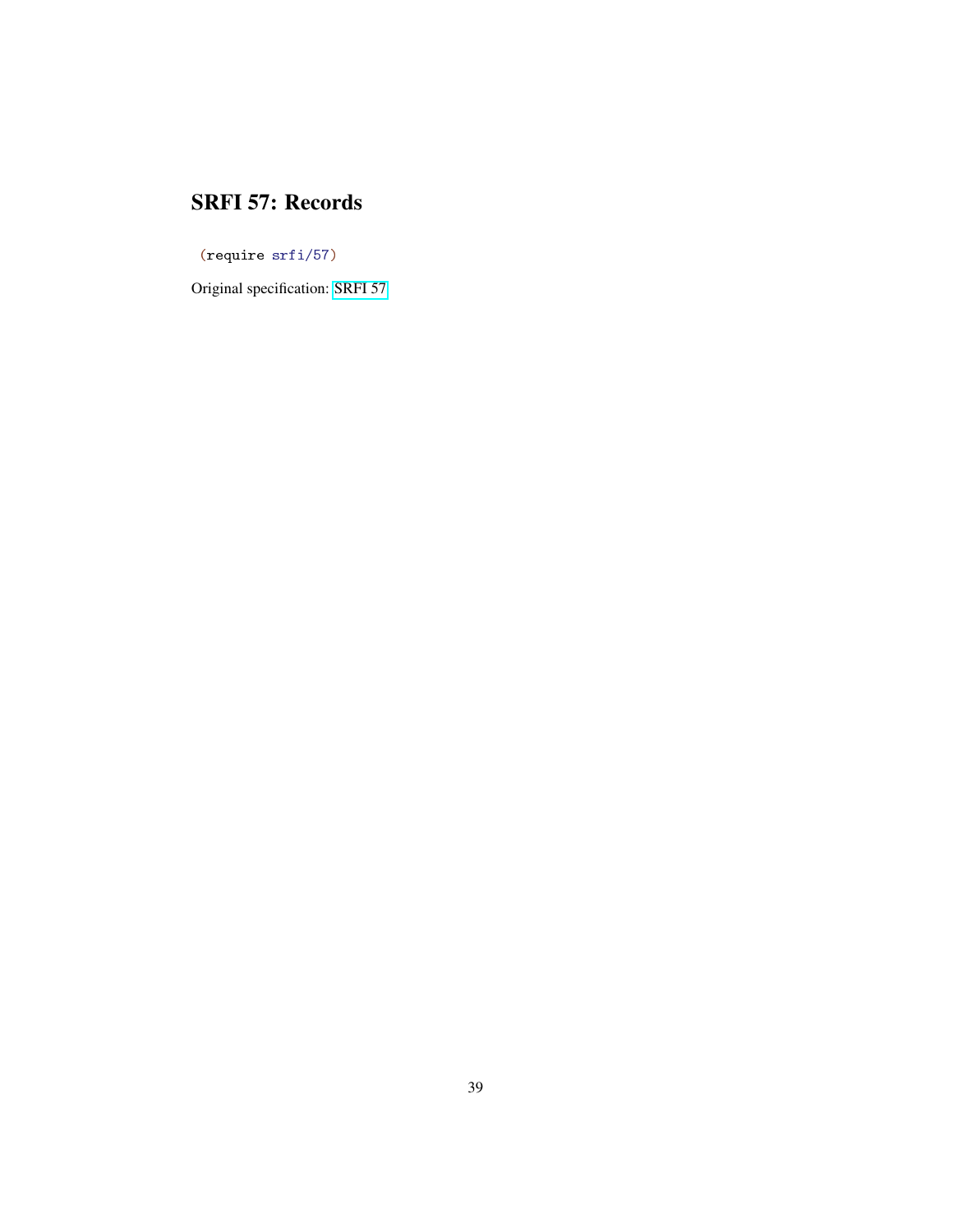# SRFI 57: Records

```
(require srfi/57)
```

Original specification: SRFI 57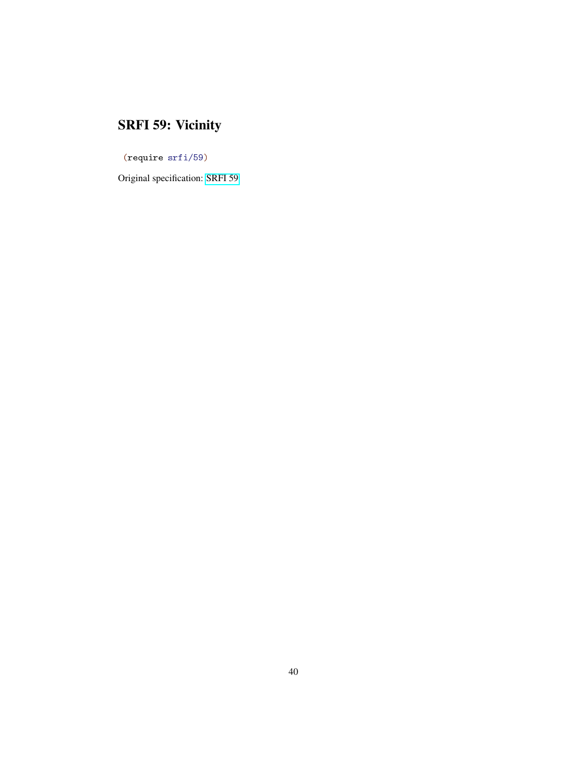# SRFI 59: Vicinity

```
(require srfi/59)
```

Original specification: SRFI 59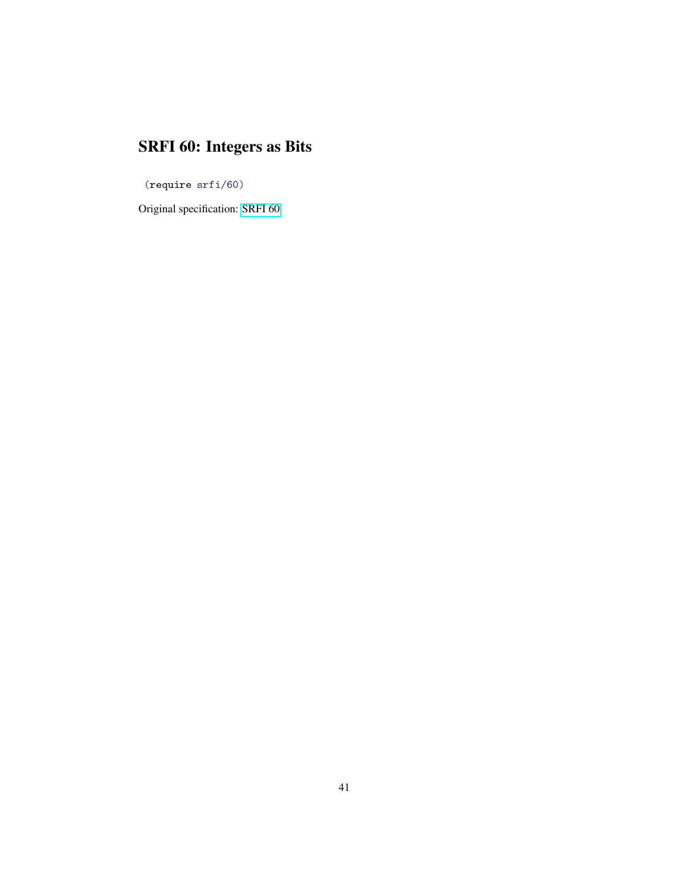# SRFI 60: Integers as Bits

```
(require srfi/60)
```

Original specification: SRFI 60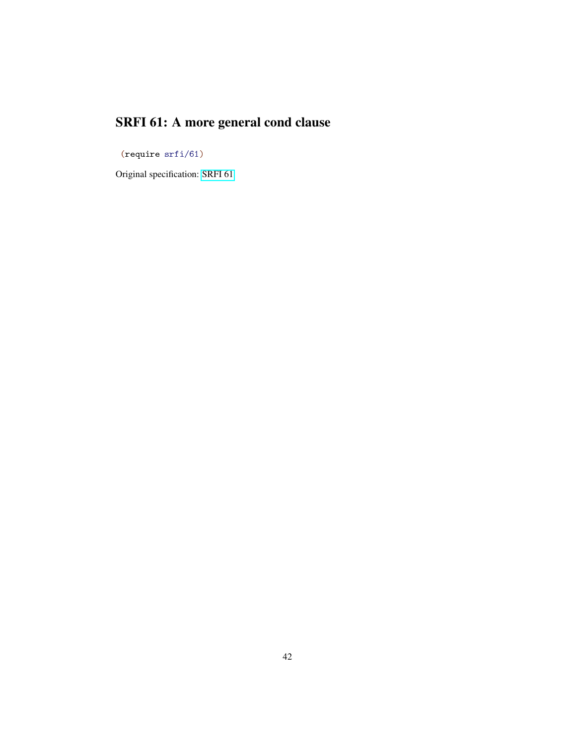# SRFI 61: A more general cond clause

```
(require srfi/61)
```

Original specification: SRFI 61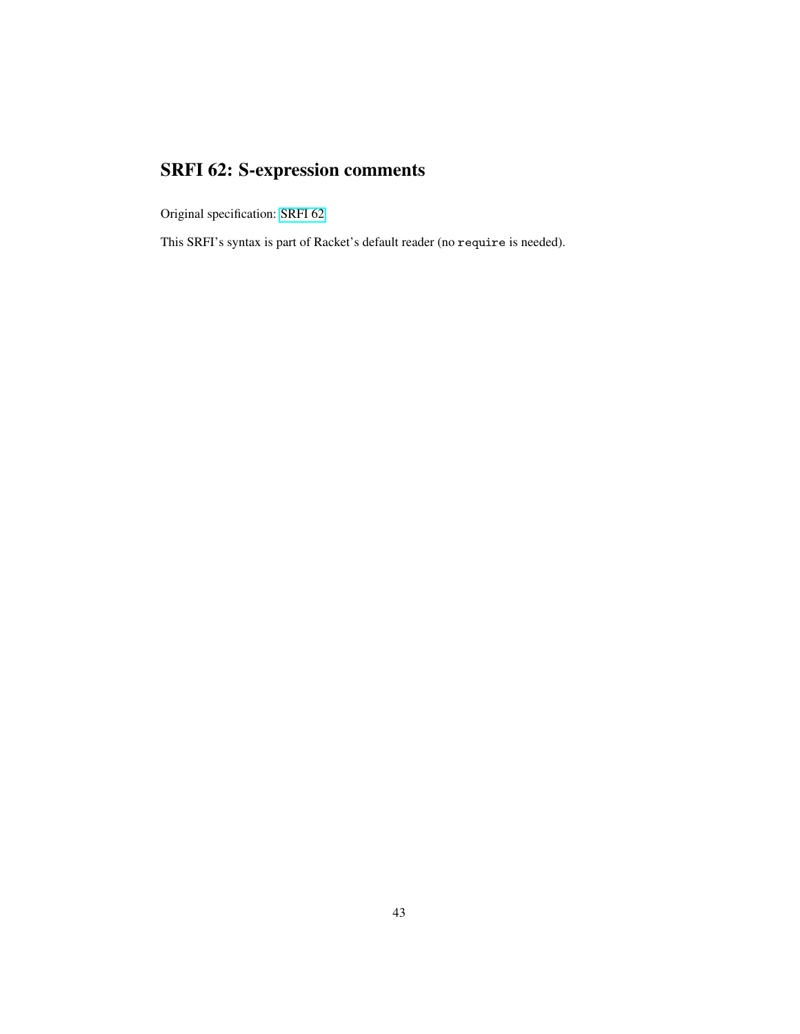# SRFI 62: S-expression comments

Original specification: SRFI 62

This SRFI's syntax is part of Racket's default reader (no `require` is needed).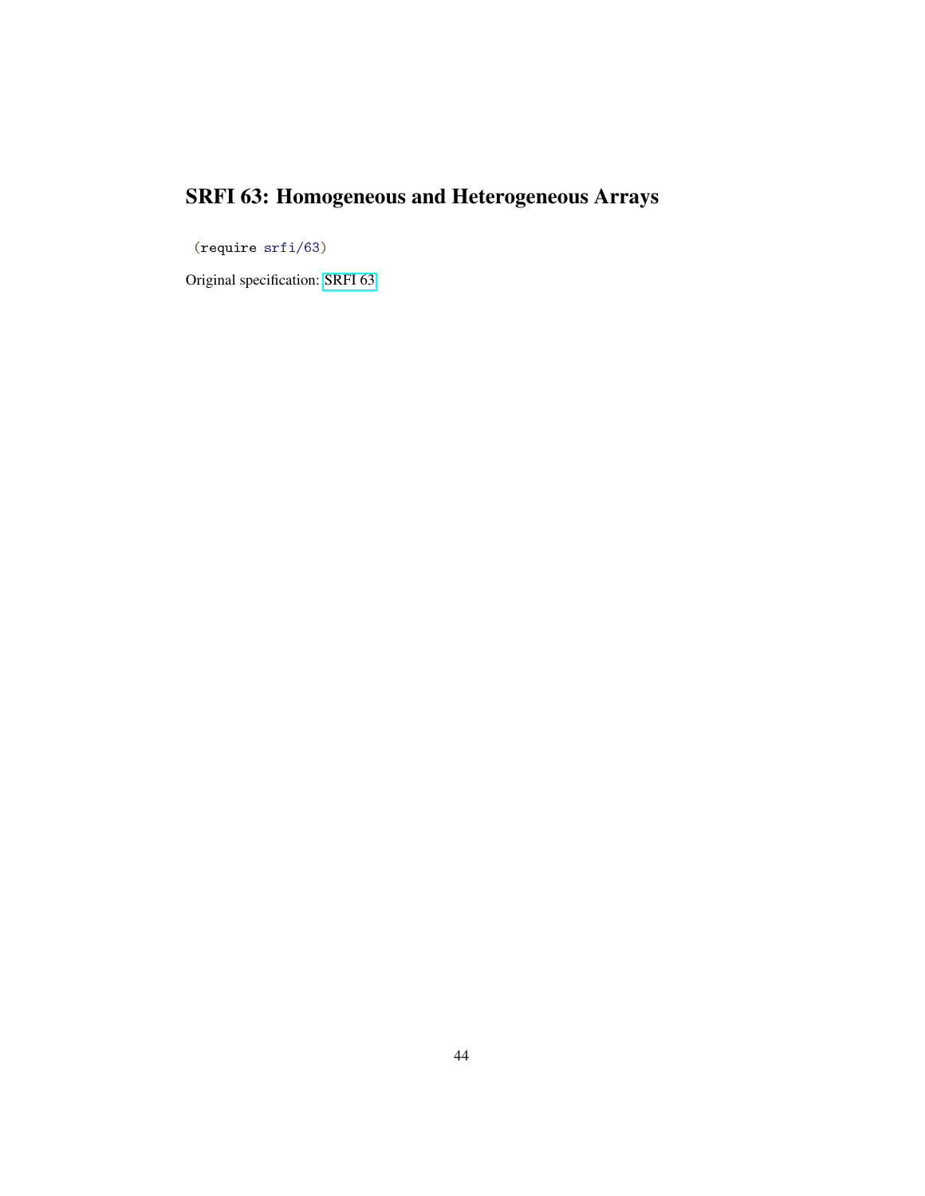# SRFI 63: Homogeneous and Heterogeneous Arrays

```
(require srfi/63)
```

Original specification: SRFI 63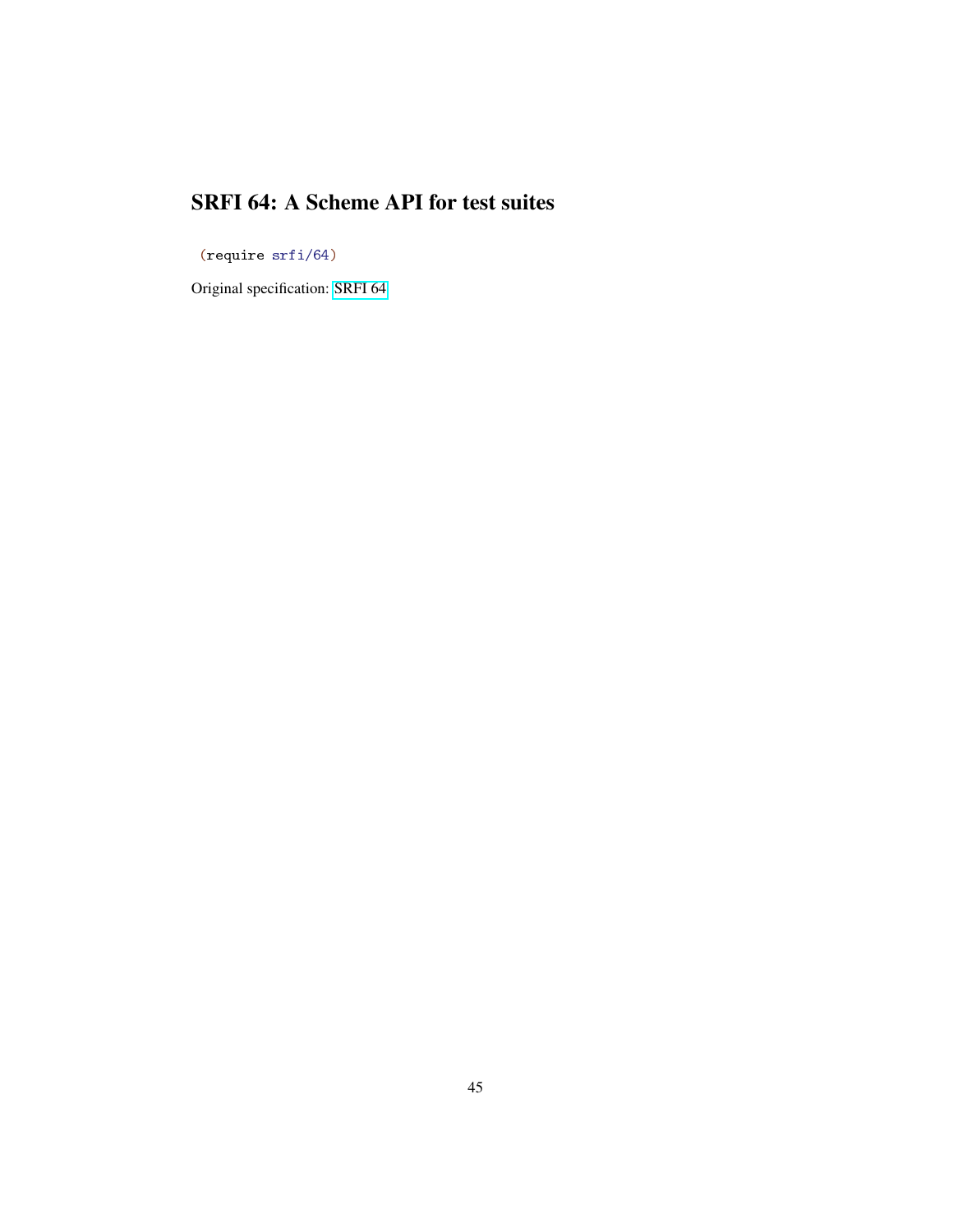# SRFI 64: A Scheme API for test suites

```
(require srfi/64)
```

Original specification: SRFI 64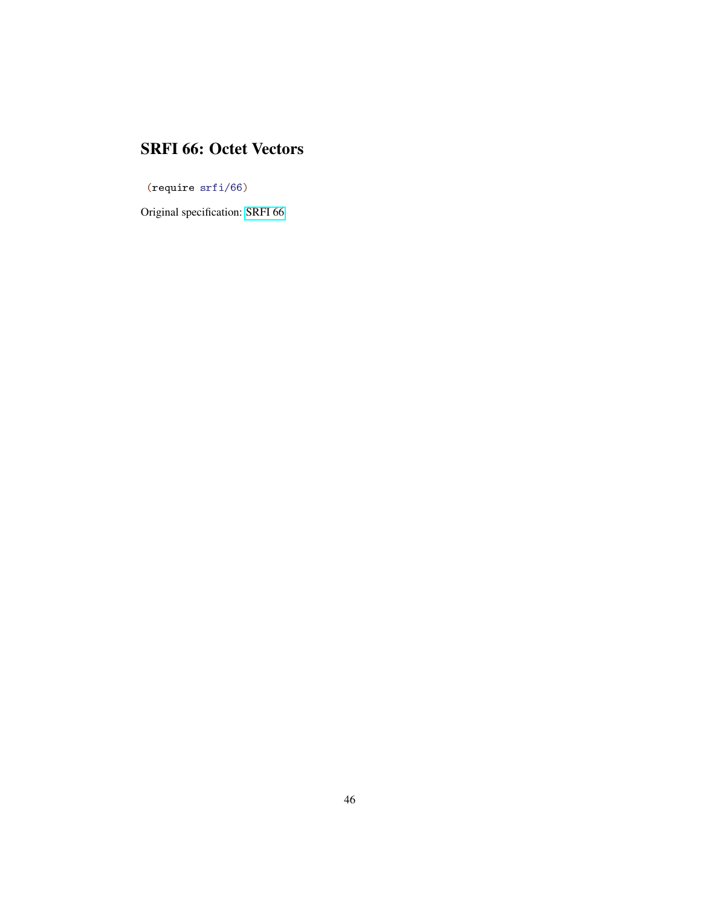# SRFI 66: Octet Vectors

```
(require srfi/66)
```

Original specification: SRFI 66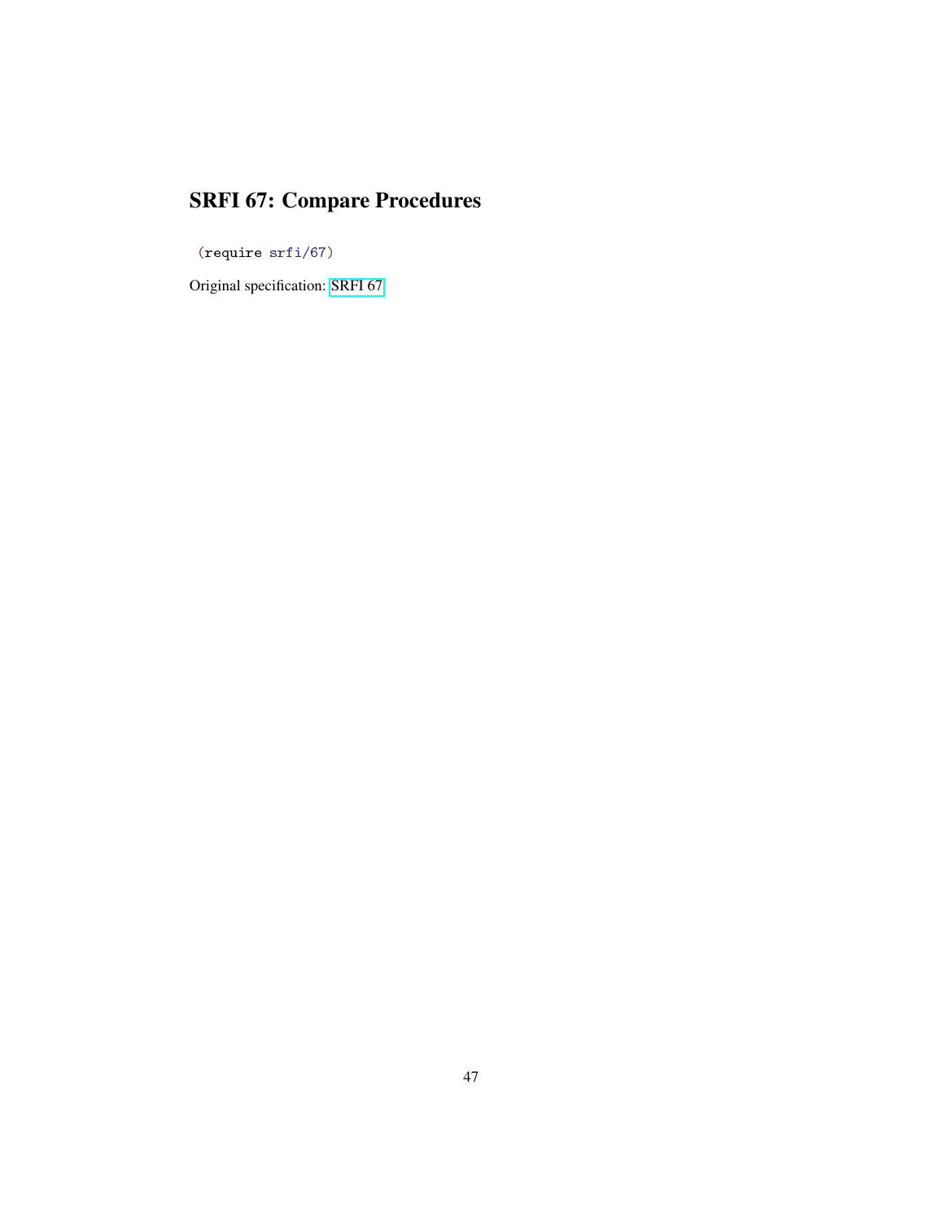# SRFI 67: Compare Procedures

```
(require srfi/67)
```

Original specification: SRFI 67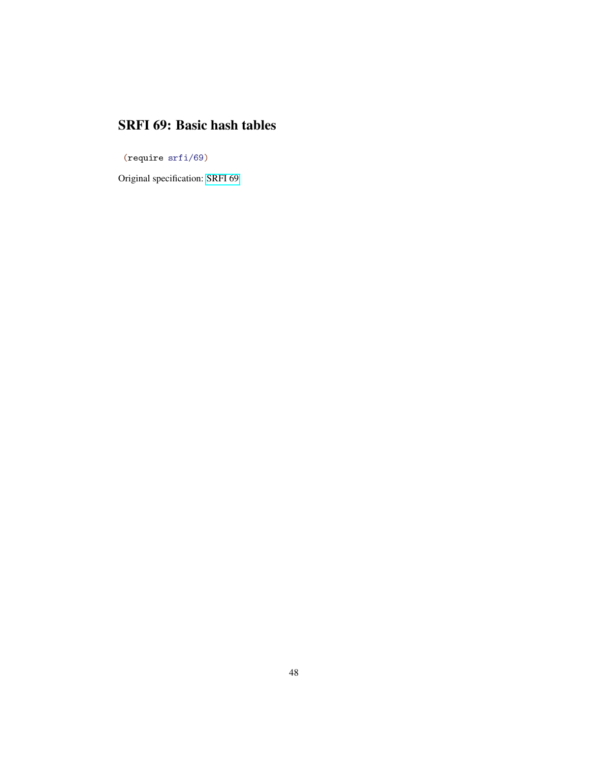# SRFI 69: Basic hash tables

```
(require srfi/69)
```

Original specification: SRFI 69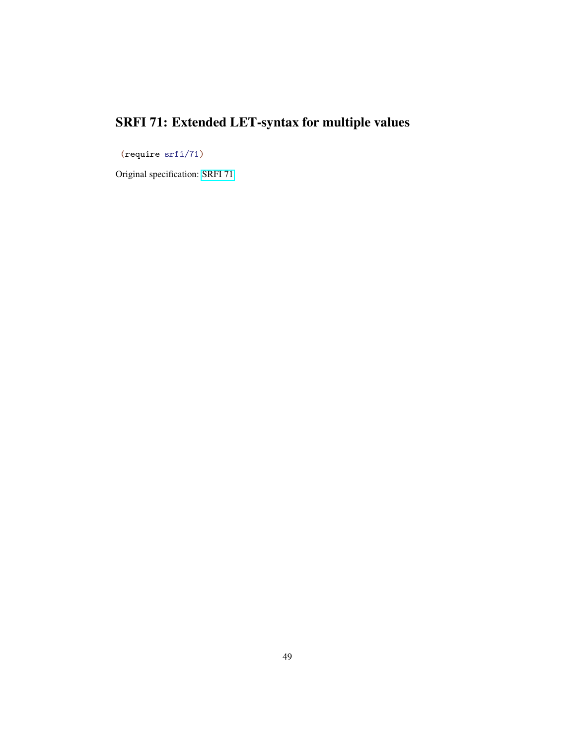# SRFI 71: Extended LET-syntax for multiple values

```
(require srfi/71)
```

Original specification: SRFI 71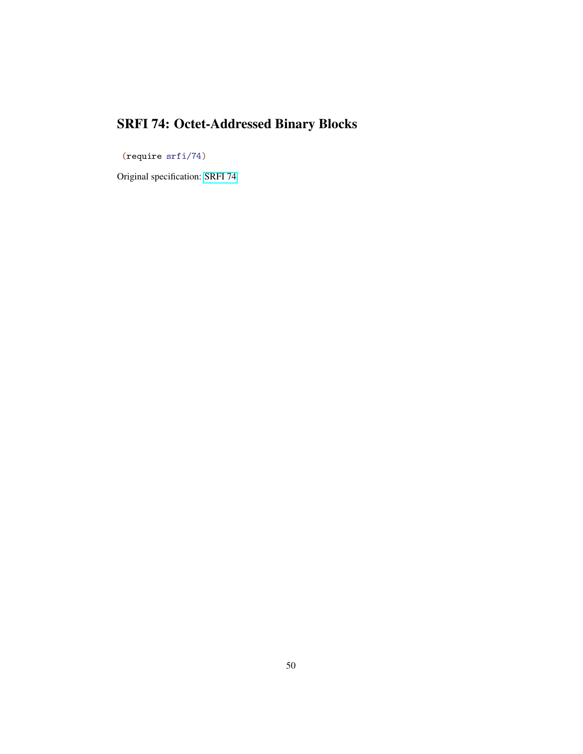# SRFI 74: Octet-Addressed Binary Blocks

```
(require srfi/74)
```

Original specification: SRFI 74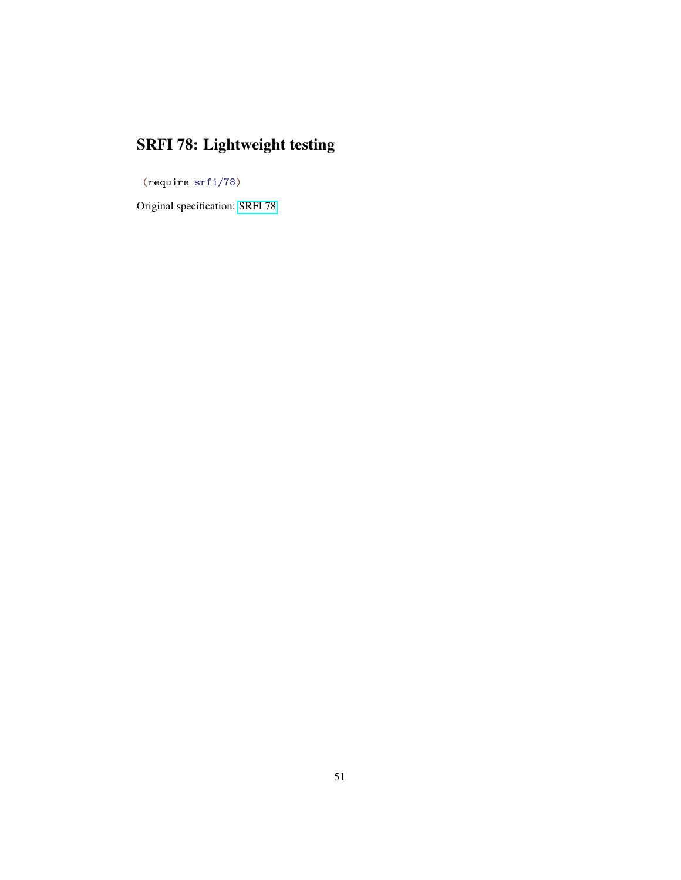# SRFI 78: Lightweight testing

```
(require srfi/78)
```

Original specification: SRFI 78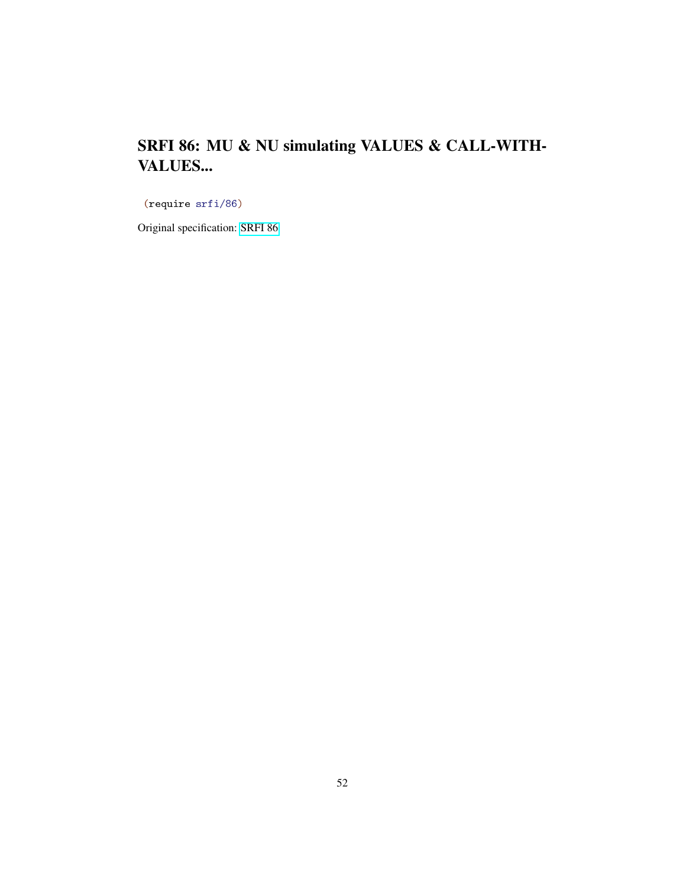# SRFI 86: MU & NU simulating VALUES & CALL-WITH-VALUES...

```
(require srfi/86)
```

Original specification: SRFI 86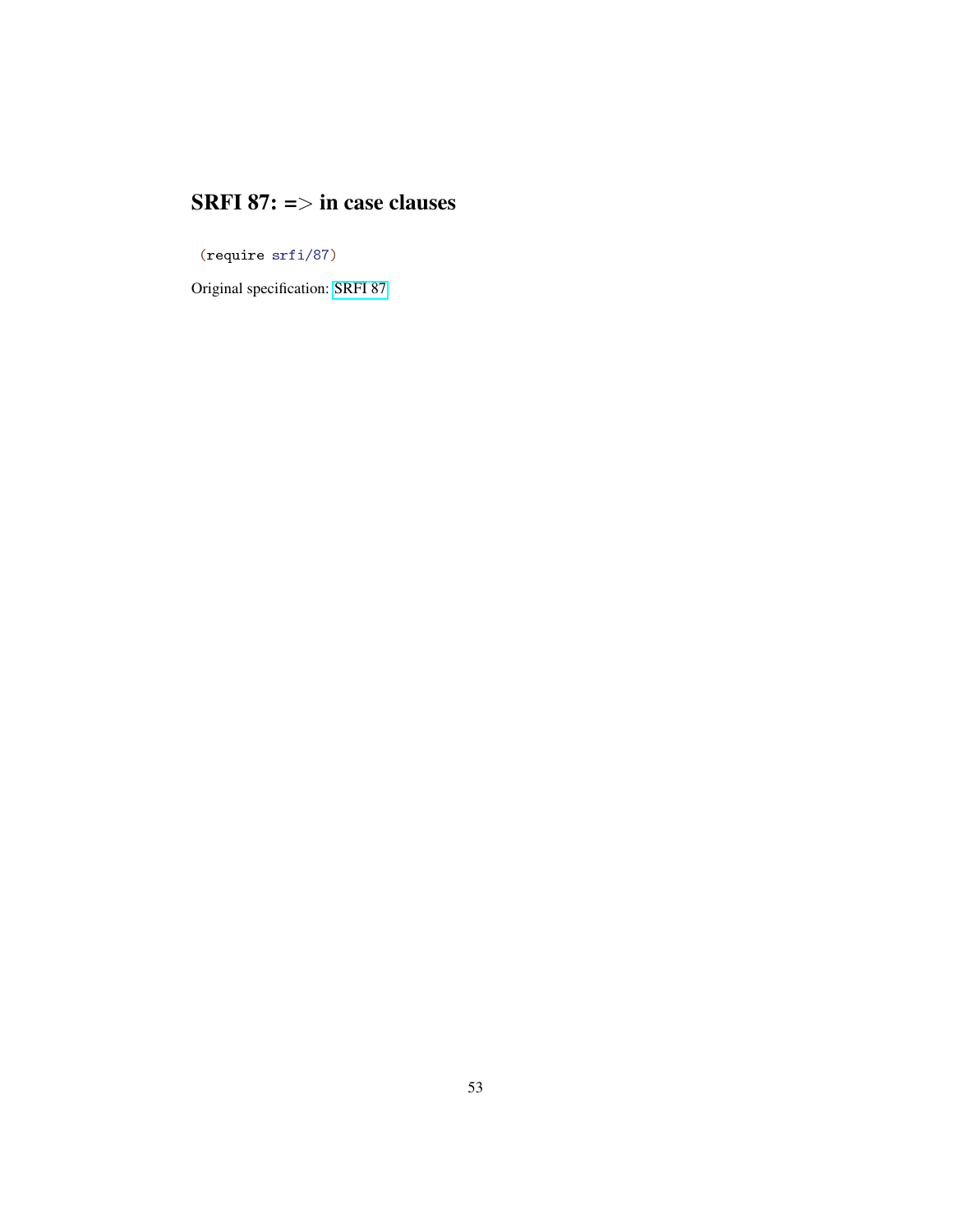# SRFI 87: => in case clauses

```
(require srfi/87)
```

Original specification: SRFI 87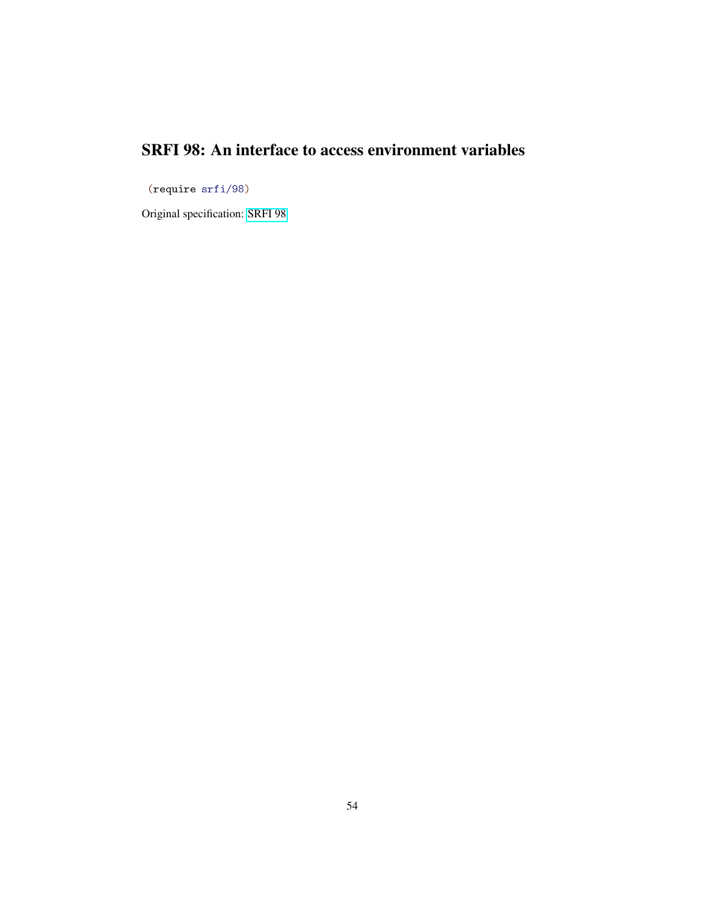# SRFI 98: An interface to access environment variables

```
(require srfi/98)
```

Original specification: SRFI 98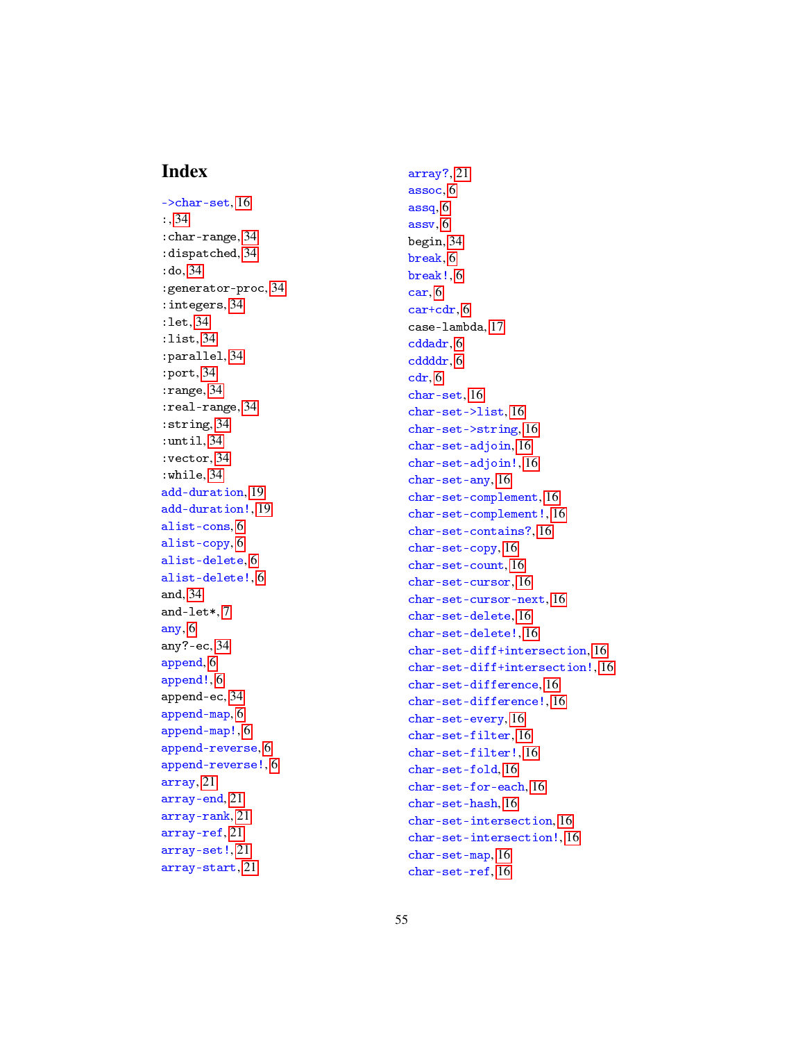# Index

->char-set, 16
:, 34
:char-range, 34
:dispatched, 34
:do, 34
:generator-proc, 34
:integers, 34
:let, 34
:list, 34
:parallel, 34
:port, 34
:range, 34
:real-range, 34
:string, 34
:until, 34
:vector, 34
:while, 34
add-duration, 19
add-duration!, 19
alist-cons, 6
alist-copy, 6
alist-delete, 6
alist-delete!, 6
and, 34
and-let*, 7
any, 6
any?-ec, 34
append, 6
append!, 6
append-ec, 34
append-map, 6
append-map!, 6
append-reverse, 6
append-reverse!, 6
array, 21
array-end, 21
array-rank, 21
array-ref, 21
array-set!, 21
array-start, 21
array?, 21
assoc, 6
assq, 6
assv, 6
begin, 34
break, 6
break!, 6
car, 6
car+cdr, 6
case-lambda, 17
cddadr, 6
cddddr, 6
cdr, 6
char-set, 16
char-set->list, 16
char-set->string, 16
char-set-adjoin, 16
char-set-adjoin!, 16
char-set-any, 16
char-set-complement, 16
char-set-complement!, 16
char-set-contains?, 16
char-set-copy, 16
char-set-count, 16
char-set-cursor, 16
char-set-cursor-next, 16
char-set-delete, 16
char-set-delete!, 16
char-set-diff+intersection, 16
char-set-diff+intersection!, 16
char-set-difference, 16
char-set-difference!, 16
char-set-every, 16
char-set-filter, 16
char-set-filter!, 16
char-set-fold, 16
char-set-for-each, 16
char-set-hash, 16
char-set-intersection, 16
char-set-intersection!, 16
char-set-map, 16
char-set-ref, 16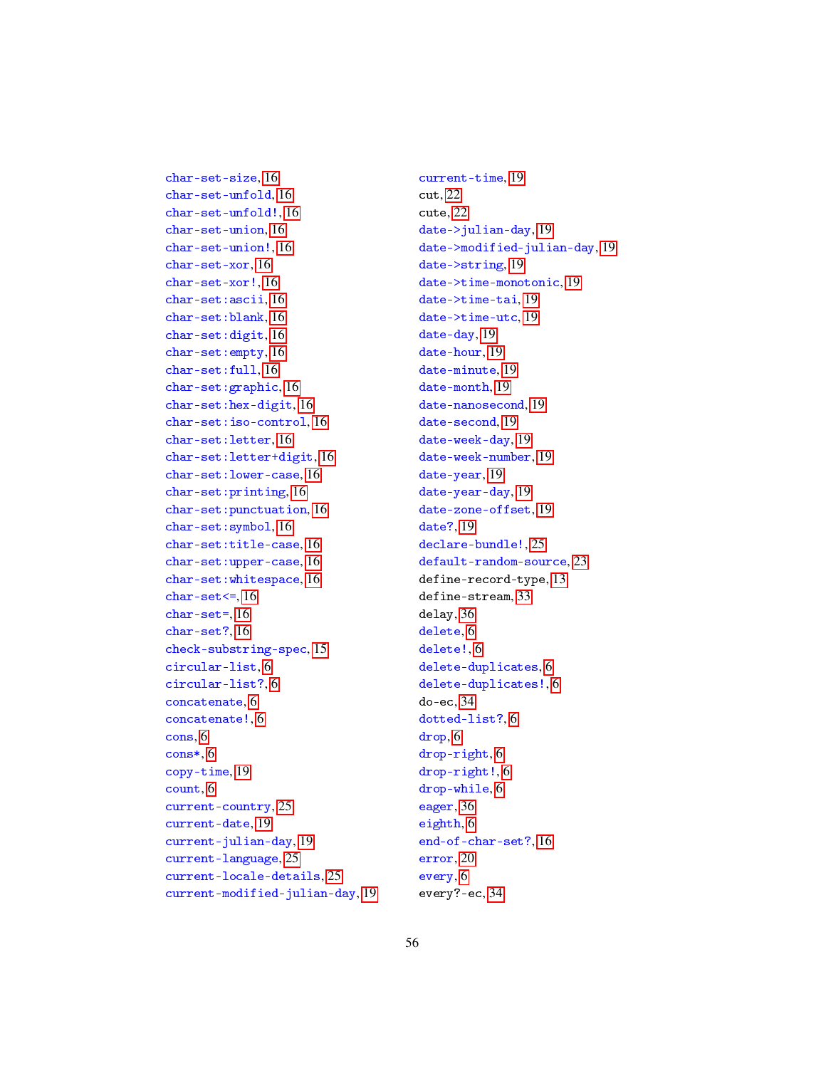char-set-size, 16
char-set-unfold, 16
char-set-unfold!, 16
char-set-union, 16
char-set-union!, 16
char-set-xor, 16
char-set-xor!, 16
char-set:ascii, 16
char-set:blank, 16
char-set:digit, 16
char-set:empty, 16
char-set:full, 16
char-set:graphic, 16
char-set:hex-digit, 16
char-set:iso-control, 16
char-set:letter, 16
char-set:letter+digit, 16
char-set:lower-case, 16
char-set:printing, 16
char-set:punctuation, 16
char-set:symbol, 16
char-set:title-case, 16
char-set:upper-case, 16
char-set:whitespace, 16
char-set<=, 16
char-set=, 16
char-set?, 16
check-substring-spec, 15
circular-list, 6
circular-list?, 6
concatenate, 6
concatenate!, 6
cons, 6
cons*, 6
copy-time, 19
count, 6
current-country, 25
current-date, 19
current-julian-day, 19
current-language, 25
current-locale-details, 25
current-modified-julian-day, 19
current-time, 19
cut, 22
cute, 22
date->julian-day, 19
date->modified-julian-day, 19
date->string, 19
date->time-monotonic, 19
date->time-tai, 19
date->time-utc, 19
date-day, 19
date-hour, 19
date-minute, 19
date-month, 19
date-nanosecond, 19
date-second, 19
date-week-day, 19
date-week-number, 19
date-year, 19
date-year-day, 19
date-zone-offset, 19
date?, 19
declare-bundle!, 25
default-random-source, 23
define-record-type, 13
define-stream, 33
delay, 36
delete, 6
delete!, 6
delete-duplicates, 6
delete-duplicates!, 6
do-ec, 34
dotted-list?, 6
drop, 6
drop-right, 6
drop-right!, 6
drop-while, 6
eager, 36
eighth, 6
end-of-char-set?, 16
error, 20
every, 6
every?-ec, 34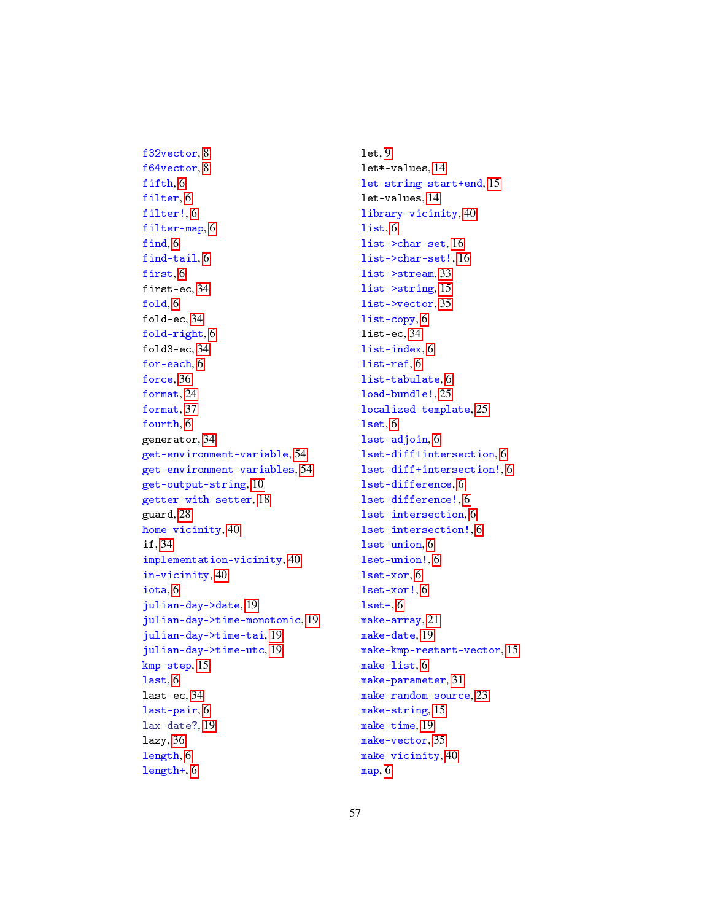f32vector, 8
f64vector, 8
fifth, 6
filter, 6
filter!, 6
filter-map, 6
find, 6
find-tail, 6
first, 6
first-ec, 34
fold, 6
fold-ec, 34
fold-right, 6
fold3-ec, 34
for-each, 6
force, 36
format, 24
format, 37
fourth, 6
generator, 34
get-environment-variable, 54
get-environment-variables, 54
get-output-string, 10
getter-with-setter, 18
guard, 28
home-vicinity, 40
if, 34
implementation-vicinity, 40
in-vicinity, 40
iota, 6
julian-day->date, 19
julian-day->time-monotonic, 19
julian-day->time-tai, 19
julian-day->time-utc, 19
kmp-step, 15
last, 6
last-ec, 34
last-pair, 6
lax-date?, 19
lazy, 36
length, 6
length+, 6
let, 9
let*-values, 14
let-string-start+end, 15
let-values, 14
library-vicinity, 40
list, 6
list->char-set, 16
list->char-set!, 16
list->stream, 33
list->string, 15
list->vector, 35
list-copy, 6
list-ec, 34
list-index, 6
list-ref, 6
list-tabulate, 6
load-bundle!, 25
localized-template, 25
lset, 6
lset-adjoin, 6
lset-diff+intersection, 6
lset-diff+intersection!, 6
lset-difference, 6
lset-difference!, 6
lset-intersection, 6
lset-intersection!, 6
lset-union, 6
lset-union!, 6
lset-xor, 6
lset-xor!, 6
lset=, 6
make-array, 21
make-date, 19
make-kmp-restart-vector, 15
make-list, 6
make-parameter, 31
make-random-source, 23
make-string, 15
make-time, 19
make-vector, 35
make-vicinity, 40
map, 6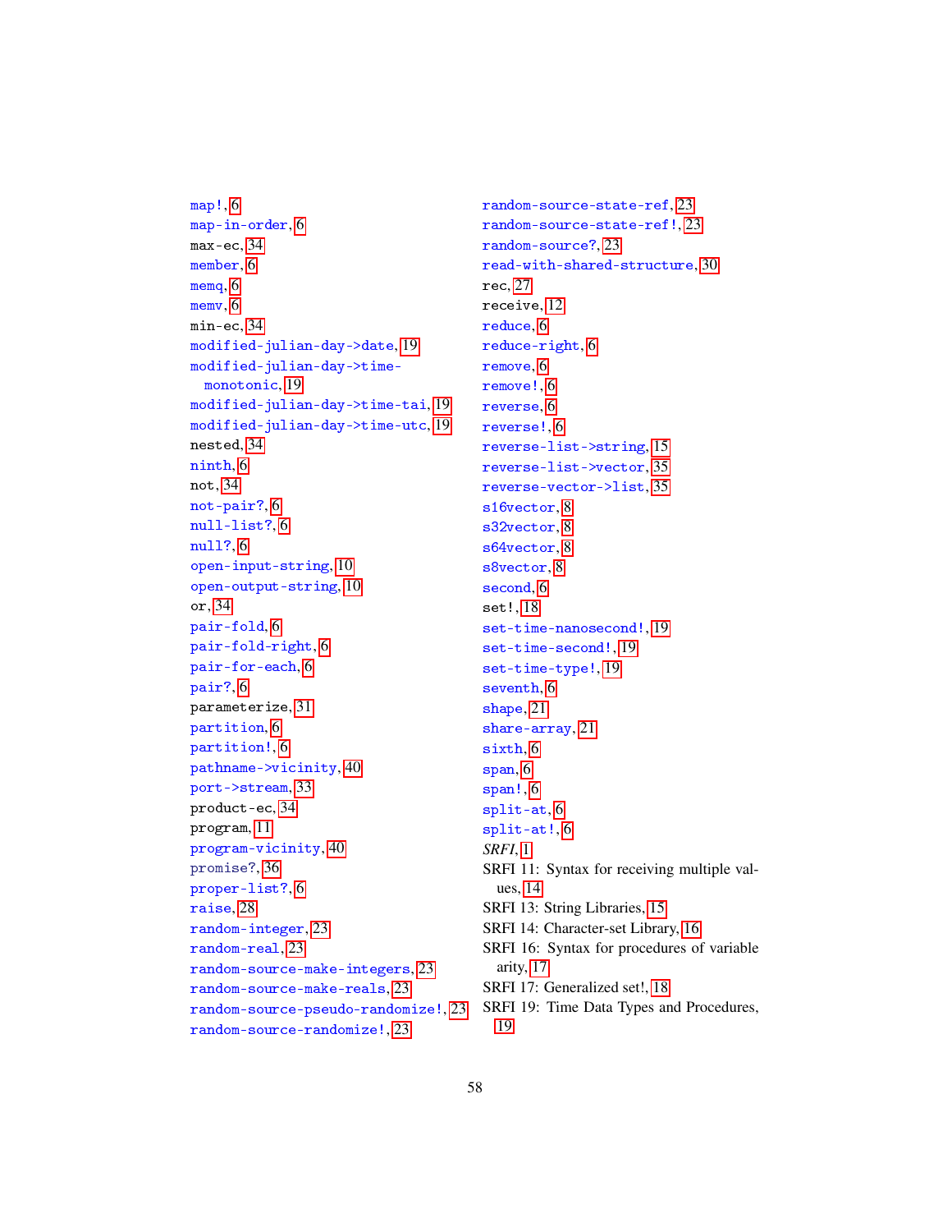map!, 6
map-in-order, 6
max-ec, 34
member, 6
memq, 6
memv, 6
min-ec, 34
modified-julian-day->date, 19
modified-julian-day->time-monotonic, 19
modified-julian-day->time-tai, 19
modified-julian-day->time-utc, 19
nested, 34
ninth, 6
not, 34
not-pair?, 6
null-list?, 6
null?, 6
open-input-string, 10
open-output-string, 10
or, 34
pair-fold, 6
pair-fold-right, 6
pair-for-each, 6
pair?, 6
parameterize, 31
partition, 6
partition!, 6
pathname->vicinity, 40
port->stream, 33
product-ec, 34
program, 11
program-vicinity, 40
promise?, 36
proper-list?, 6
raise, 28
random-integer, 23
random-real, 23
random-source-make-integers, 23
random-source-make-reals, 23
random-source-pseudo-randomize!, 23
random-source-randomize!, 23
random-source-state-ref, 23
random-source-state-ref!, 23
random-source?, 23
read-with-shared-structure, 30
rec, 27
receive, 12
reduce, 6
reduce-right, 6
remove, 6
remove!, 6
reverse, 6
reverse!, 6
reverse-list->string, 15
reverse-list->vector, 35
reverse-vector->list, 35
s16vector, 8
s32vector, 8
s64vector, 8
s8vector, 8
second, 6
set!, 18
set-time-nanosecond!, 19
set-time-second!, 19
set-time-type!, 19
seventh, 6
shape, 21
share-array, 21
sixth, 6
span, 6
span!, 6
split-at, 6
split-at!, 6
*SRFI*, 1
SRFI 11: Syntax for receiving multiple values, 14
SRFI 13: String Libraries, 15
SRFI 14: Character-set Library, 16
SRFI 16: Syntax for procedures of variable arity, 17
SRFI 17: Generalized set!, 18
SRFI 19: Time Data Types and Procedures, 19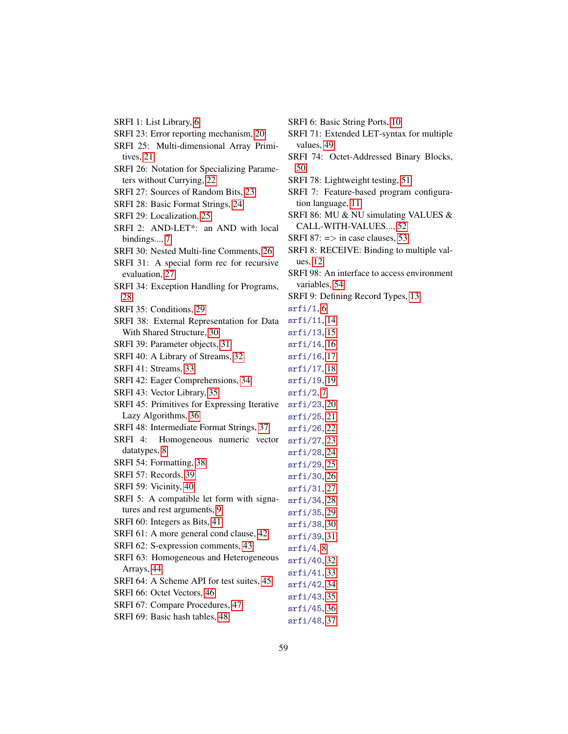SRFI 1: List Library, 6
SRFI 23: Error reporting mechanism, 20
SRFI 25: Multi-dimensional Array Primitives, 21
SRFI 26: Notation for Specializing Parameters without Currying, 22
SRFI 27: Sources of Random Bits, 23
SRFI 28: Basic Format Strings, 24
SRFI 29: Localization, 25
SRFI 2: AND-LET*: an AND with local bindings..., 7
SRFI 30: Nested Multi-line Comments, 26
SRFI 31: A special form rec for recursive evaluation, 27
SRFI 34: Exception Handling for Programs, 28
SRFI 35: Conditions, 29
SRFI 38: External Representation for Data With Shared Structure, 30
SRFI 39: Parameter objects, 31
SRFI 40: A Library of Streams, 32
SRFI 41: Streams, 33
SRFI 42: Eager Comprehensions, 34
SRFI 43: Vector Library, 35
SRFI 45: Primitives for Expressing Iterative Lazy Algorithms, 36
SRFI 48: Intermediate Format Strings, 37
SRFI 4: Homogeneous numeric vector datatypes, 8
SRFI 54: Formatting, 38
SRFI 57: Records, 39
SRFI 59: Vicinity, 40
SRFI 5: A compatible let form with signatures and rest arguments, 9
SRFI 60: Integers as Bits, 41
SRFI 61: A more general cond clause, 42
SRFI 62: S-expression comments, 43
SRFI 63: Homogeneous and Heterogeneous Arrays, 44
SRFI 64: A Scheme API for test suites, 45
SRFI 66: Octet Vectors, 46
SRFI 67: Compare Procedures, 47
SRFI 69: Basic hash tables, 48
SRFI 6: Basic String Ports, 10
SRFI 71: Extended LET-syntax for multiple values, 49
SRFI 74: Octet-Addressed Binary Blocks, 50
SRFI 78: Lightweight testing, 51
SRFI 7: Feature-based program configuration language, 11
SRFI 86: MU & NU simulating VALUES & CALL-WITH-VALUES..., 52
SRFI 87: => in case clauses, 53
SRFI 8: RECEIVE: Binding to multiple values, 12
SRFI 98: An interface to access environment variables, 54
SRFI 9: Defining Record Types, 13
`srfi/1`, 6
`srfi/11`, 14
`srfi/13`, 15
`srfi/14`, 16
`srfi/16`, 17
`srfi/17`, 18
`srfi/19`, 19
`srfi/2`, 7
`srfi/23`, 20
`srfi/25`, 21
`srfi/26`, 22
`srfi/27`, 23
`srfi/28`, 24
`srfi/29`, 25
`srfi/30`, 26
`srfi/31`, 27
`srfi/34`, 28
`srfi/35`, 29
`srfi/38`, 30
`srfi/39`, 31
`srfi/4`, 8
`srfi/40`, 32
`srfi/41`, 33
`srfi/42`, 34
`srfi/43`, 35
`srfi/45`, 36
`srfi/48`, 37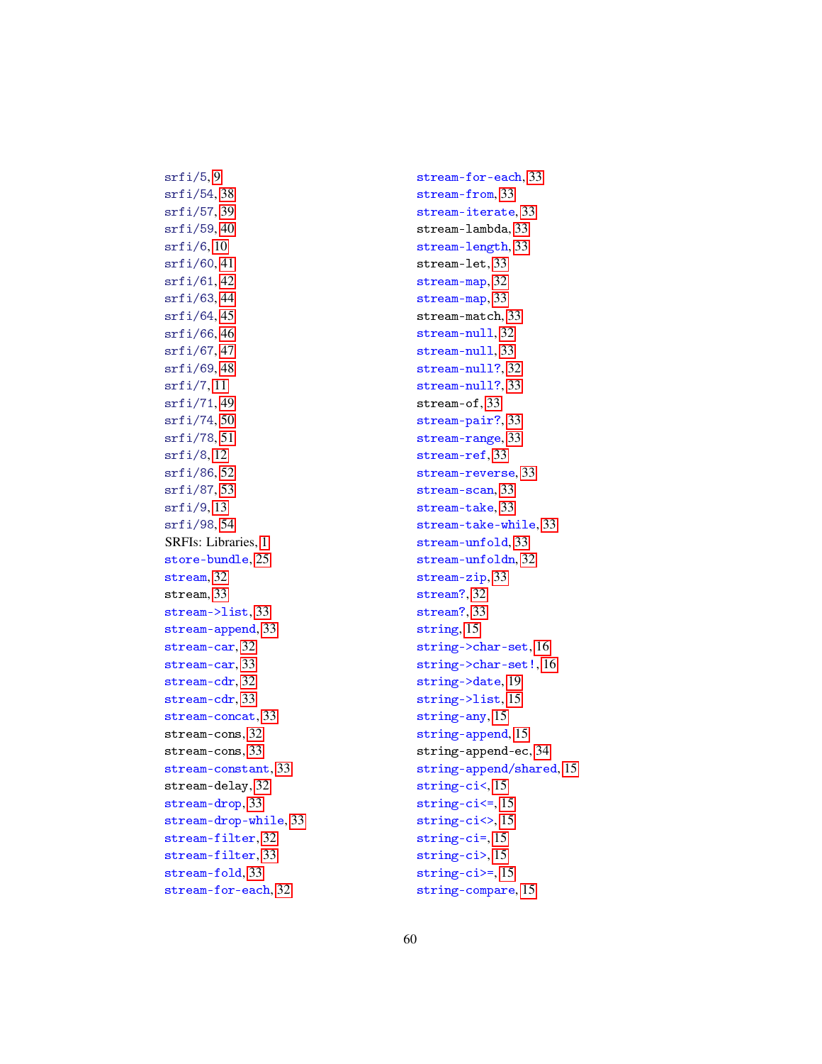srfi/5, 9
srfi/54, 38
srfi/57, 39
srfi/59, 40
srfi/6, 10
srfi/60, 41
srfi/61, 42
srfi/63, 44
srfi/64, 45
srfi/66, 46
srfi/67, 47
srfi/69, 48
srfi/7, 11
srfi/71, 49
srfi/74, 50
srfi/78, 51
srfi/8, 12
srfi/86, 52
srfi/87, 53
srfi/9, 13
srfi/98, 54
SRFIs: Libraries, 1
store-bundle, 25
stream, 32
stream, 33
stream->list, 33
stream-append, 33
stream-car, 32
stream-car, 33
stream-cdr, 32
stream-cdr, 33
stream-concat, 33
stream-cons, 32
stream-cons, 33
stream-constant, 33
stream-delay, 32
stream-drop, 33
stream-drop-while, 33
stream-filter, 32
stream-filter, 33
stream-fold, 33
stream-for-each, 32
stream-for-each, 33
stream-from, 33
stream-iterate, 33
stream-lambda, 33
stream-length, 33
stream-let, 33
stream-map, 32
stream-map, 33
stream-match, 33
stream-null, 32
stream-null, 33
stream-null?, 32
stream-null?, 33
stream-of, 33
stream-pair?, 33
stream-range, 33
stream-ref, 33
stream-reverse, 33
stream-scan, 33
stream-take, 33
stream-take-while, 33
stream-unfold, 33
stream-unfoldn, 32
stream-zip, 33
stream?, 32
stream?, 33
string, 15
string->char-set, 16
string->char-set!, 16
string->date, 19
string->list, 15
string-any, 15
string-append, 15
string-append-ec, 34
string-append/shared, 15
string-ci<, 15
string-ci<=, 15
string-ci<>, 15
string-ci=, 15
string-ci>, 15
string-ci>=, 15
string-compare, 15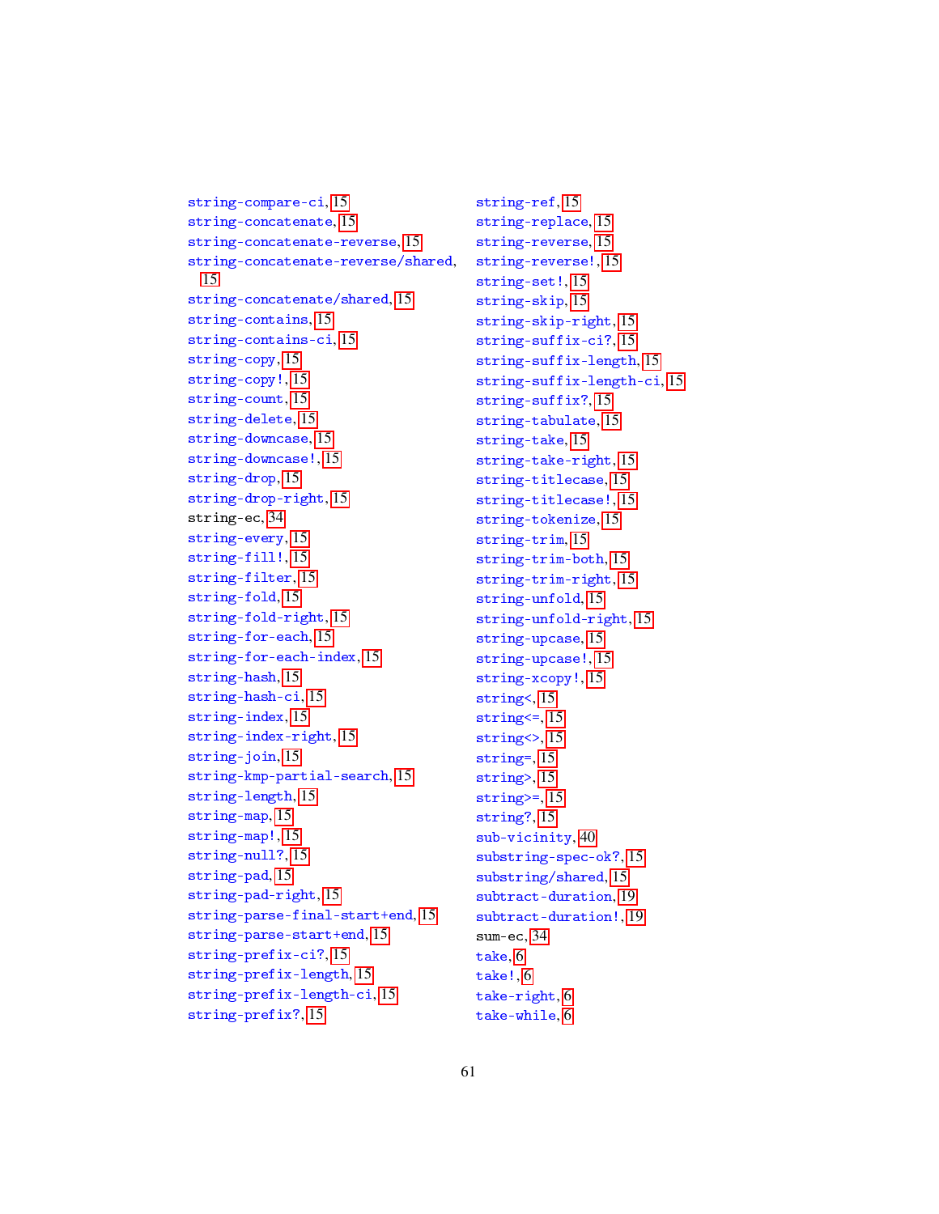string-compare-ci, 15
string-concatenate, 15
string-concatenate-reverse, 15
string-concatenate-reverse/shared, 15
string-concatenate/shared, 15
string-contains, 15
string-contains-ci, 15
string-copy, 15
string-copy!, 15
string-count, 15
string-delete, 15
string-downcase, 15
string-downcase!, 15
string-drop, 15
string-drop-right, 15
string-ec, 34
string-every, 15
string-fill!, 15
string-filter, 15
string-fold, 15
string-fold-right, 15
string-for-each, 15
string-for-each-index, 15
string-hash, 15
string-hash-ci, 15
string-index, 15
string-index-right, 15
string-join, 15
string-kmp-partial-search, 15
string-length, 15
string-map, 15
string-map!, 15
string-null?, 15
string-pad, 15
string-pad-right, 15
string-parse-final-start+end, 15
string-parse-start+end, 15
string-prefix-ci?, 15
string-prefix-length, 15
string-prefix-length-ci, 15
string-prefix?, 15
string-ref, 15
string-replace, 15
string-reverse, 15
string-reverse!, 15
string-set!, 15
string-skip, 15
string-skip-right, 15
string-suffix-ci?, 15
string-suffix-length, 15
string-suffix-length-ci, 15
string-suffix?, 15
string-tabulate, 15
string-take, 15
string-take-right, 15
string-titlecase, 15
string-titlecase!, 15
string-tokenize, 15
string-trim, 15
string-trim-both, 15
string-trim-right, 15
string-unfold, 15
string-unfold-right, 15
string-upcase, 15
string-upcase!, 15
string-xcopy!, 15
string<, 15
string<=, 15
string<>, 15
string=, 15
string>, 15
string>=, 15
string?, 15
sub-vicinity, 40
substring-spec-ok?, 15
substring/shared, 15
subtract-duration, 19
subtract-duration!, 19
sum-ec, 34
take, 6
take!, 6
take-right, 6
take-while, 6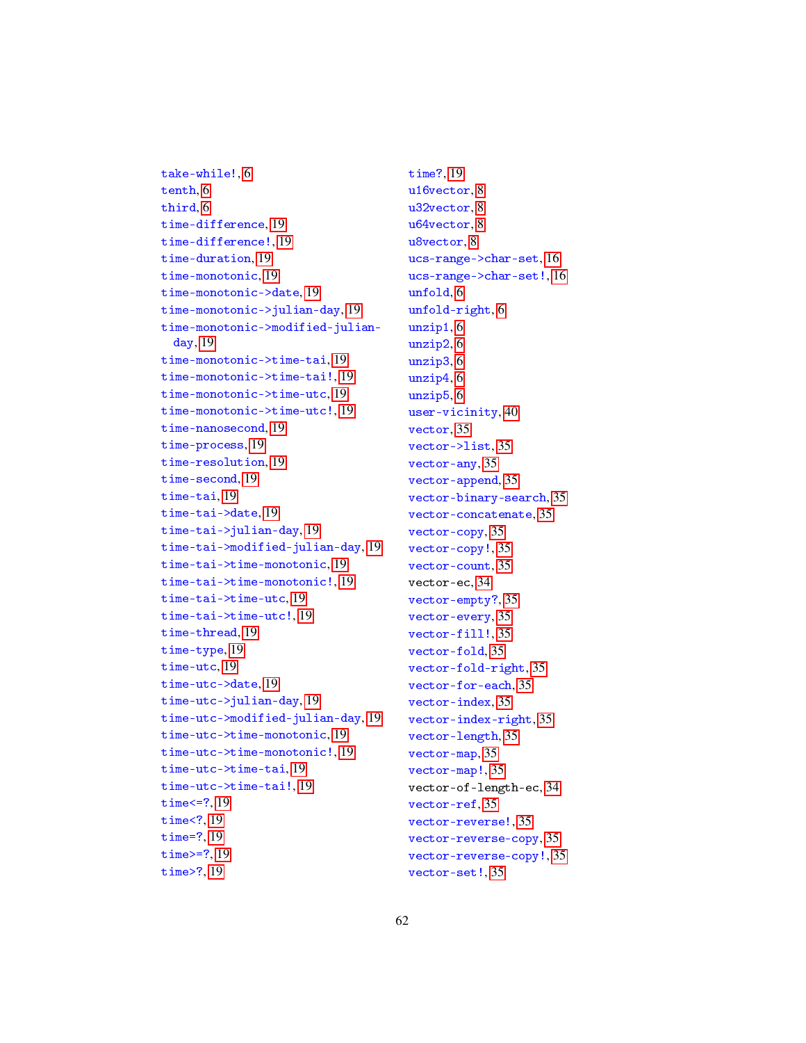take-while!, 6
tenth, 6
third, 6
time-difference, 19
time-difference!, 19
time-duration, 19
time-monotonic, 19
time-monotonic->date, 19
time-monotonic->julian-day, 19
time-monotonic->modified-julian-day, 19
time-monotonic->time-tai, 19
time-monotonic->time-tai!, 19
time-monotonic->time-utc, 19
time-monotonic->time-utc!, 19
time-nanosecond, 19
time-process, 19
time-resolution, 19
time-second, 19
time-tai, 19
time-tai->date, 19
time-tai->julian-day, 19
time-tai->modified-julian-day, 19
time-tai->time-monotonic, 19
time-tai->time-monotonic!, 19
time-tai->time-utc, 19
time-tai->time-utc!, 19
time-thread, 19
time-type, 19
time-utc, 19
time-utc->date, 19
time-utc->julian-day, 19
time-utc->modified-julian-day, 19
time-utc->time-monotonic, 19
time-utc->time-monotonic!, 19
time-utc->time-tai, 19
time-utc->time-tai!, 19
time<=?, 19
time<?, 19
time=?, 19
time>=?, 19
time>?, 19
time?, 19
u16vector, 8
u32vector, 8
u64vector, 8
u8vector, 8
ucs-range->char-set, 16
ucs-range->char-set!, 16
unfold, 6
unfold-right, 6
unzip1, 6
unzip2, 6
unzip3, 6
unzip4, 6
unzip5, 6
user-vicinity, 40
vector, 35
vector->list, 35
vector-any, 35
vector-append, 35
vector-binary-search, 35
vector-concatenate, 35
vector-copy, 35
vector-copy!, 35
vector-count, 35
vector-ec, 34
vector-empty?, 35
vector-every, 35
vector-fill!, 35
vector-fold, 35
vector-fold-right, 35
vector-for-each, 35
vector-index, 35
vector-index-right, 35
vector-length, 35
vector-map, 35
vector-map!, 35
vector-of-length-ec, 34
vector-ref, 35
vector-reverse!, 35
vector-reverse-copy, 35
vector-reverse-copy!, 35
vector-set!, 35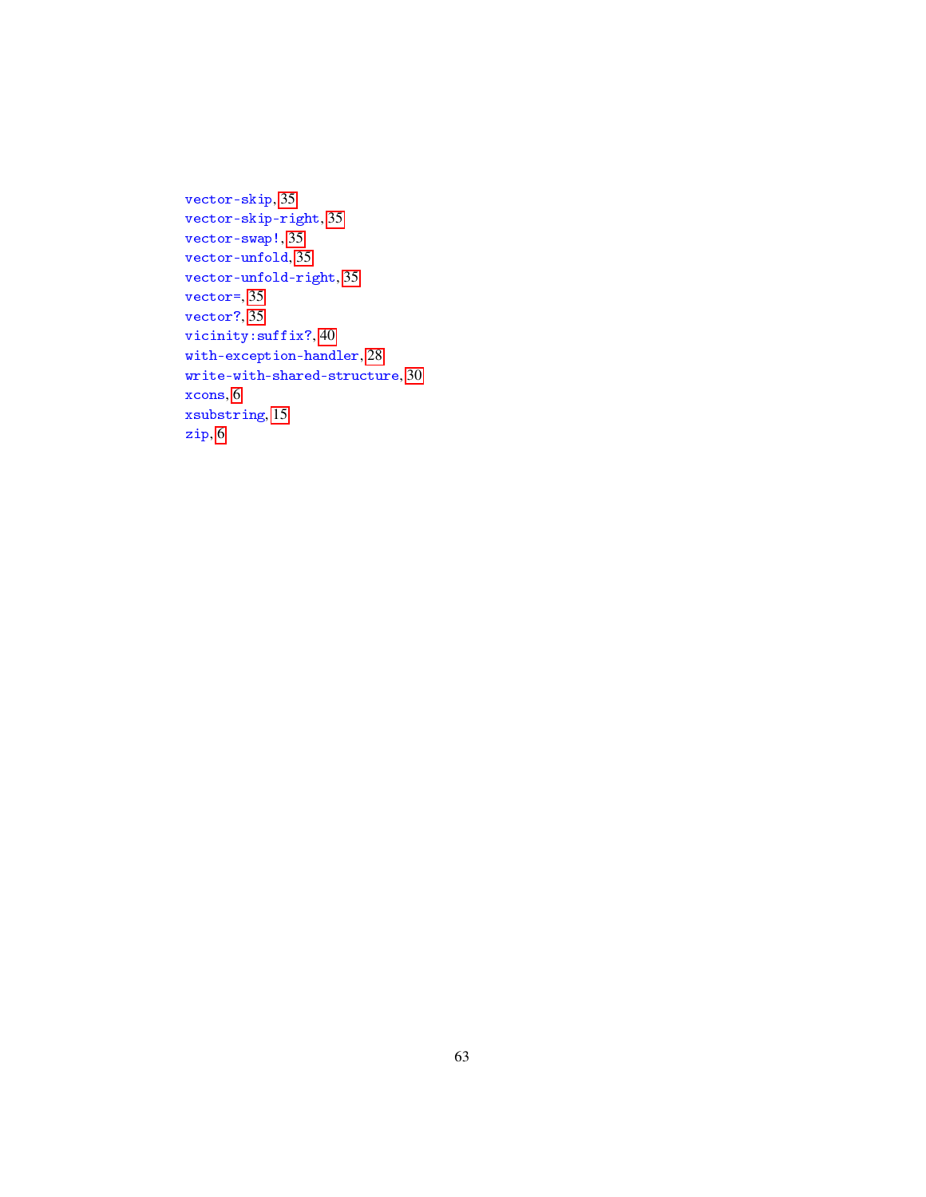vector-skip, 35
vector-skip-right, 35
vector-swap!, 35
vector-unfold, 35
vector-unfold-right, 35
vector=, 35
vector?, 35
vicinity:suffix?, 40
with-exception-handler, 28
write-with-shared-structure, 30
xcons, 6
xsubstring, 15
zip, 6